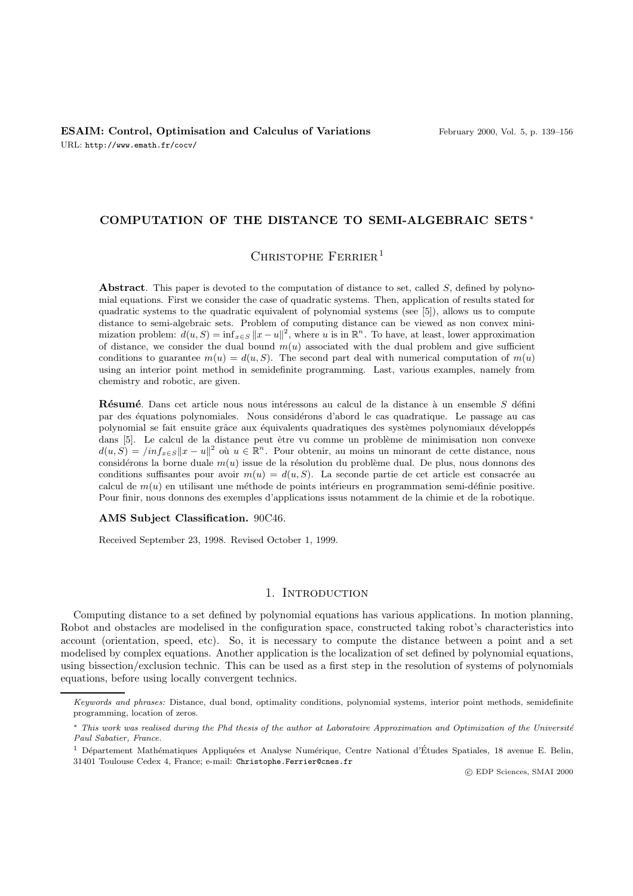**ESAIM: Control, Optimisation and Calculus of Variations** February 2000, Vol. 5, p. 139–156

URL: http://www.emath.fr/cocv/

# COMPUTATION OF THE DISTANCE TO SEMI-ALGEBRAIC SETS *

Christophe Ferrier[1]

**Abstract**. This paper is devoted to the computation of distance to set, called $S$, defined by polynomial equations. First we consider the case of quadratic systems. Then, application of results stated for quadratic systems to the quadratic equivalent of polynomial systems (see [5]), allows us to compute distance to semi-algebraic sets. Problem of computing distance can be viewed as non convex minimization problem: $d(u, S) = \inf_{x\in S} \|x - u\|^2$, where $u$ is in $\mathbb{R}^n$. To have, at least, lower approximation of distance, we consider the dual bound $m(u)$ associated with the dual problem and give sufficient conditions to guarantee $m(u) = d(u, S)$. The second part deal with numerical computation of $m(u)$ using an interior point method in semidefinite programming. Last, various examples, namely from chemistry and robotic, are given.

**Résumé**. Dans cet article nous nous intéressons au calcul de la distance à un ensemble $S$ défini par des équations polynomiales. Nous considérons d'abord le cas quadratique. Le passage au cas polynomial se fait ensuite grâce aux équivalents quadratiques des systèmes polynomiaux développés dans [5]. Le calcul de la distance peut être vu comme un problème de minimisation non convexe $d(u, S) = /inf_{x\in S}\|x - u\|^2$ où $u \in \mathbb{R}^n$. Pour obtenir, au moins un minorant de cette distance, nous considérons la borne duale $m(u)$ issue de la résolution du problème dual. De plus, nous donnons des conditions suffisantes pour avoir $m(u) = d(u, S)$. La seconde partie de cet article est consacrée au calcul de $m(u)$ en utilisant une méthode de points intérieurs en programmation semi-définie positive. Pour finir, nous donnons des exemples d'applications issus notamment de la chimie et de la robotique.

**AMS Subject Classification.** 90C46.

Received September 23, 1998. Revised October 1, 1999.

## 1. Introduction

Computing distance to a set defined by polynomial equations has various applications. In motion planning, Robot and obstacles are modelised in the configuration space, constructed taking robot's characteristics into account (orientation, speed, etc). So, it is necessary to compute the distance between a point and a set modelised by complex equations. Another application is the localization of set defined by polynomial equations, using bissection/exclusion technic. This can be used as a first step in the resolution of systems of polynomials equations, before using locally convergent technics.

---

*Keywords and phrases:* Distance, dual bond, optimality conditions, polynomial systems, interior point methods, semidefinite programming, location of zeros.

\* *This work was realised during the Phd thesis of the author at Laboratoire Approximation and Optimization of the Université Paul Sabatier, France.*

[1] Département Mathématiques Appliquées et Analyse Numérique, Centre National d'Études Spatiales, 18 avenue E. Belin, 31401 Toulouse Cedex 4, France; e-mail: Christophe.Ferrier@cnes.fr

© EDP Sciences, SMAI 2000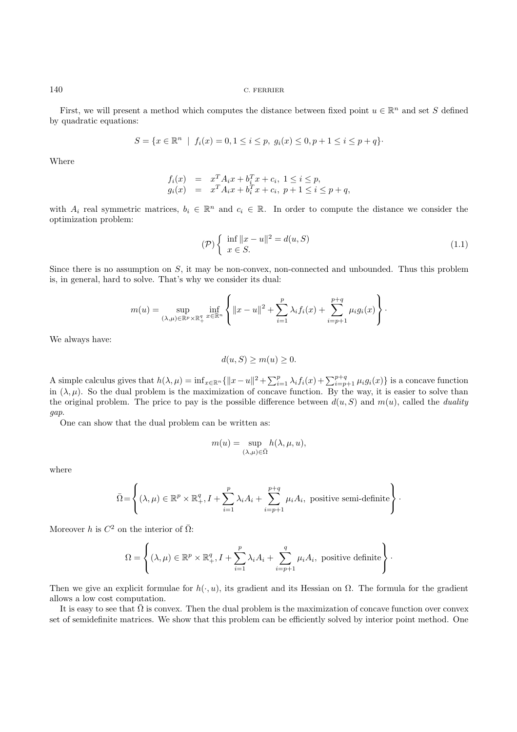First, we will present a method which computes the distance between fixed point $u \in \mathbb{R}^n$ and set $S$ defined by quadratic equations:

$$S = \{x \in \mathbb{R}^n \ | \ f_i(x) = 0, 1 \leq i \leq p, \ g_i(x) \leq 0, p+1 \leq i \leq p+q\}\cdot$$

Where

$$\begin{array}{rcl} f_i(x) & = & x^T A_i x + b_i^T x + c_i, \ 1 \leq i \leq p, \\ g_i(x) & = & x^T A_i x + b_i^T x + c_i, \ p+1 \leq i \leq p+q, \end{array}$$

with $A_i$ real symmetric matrices, $b_i \in \mathbb{R}^n$ and $c_i \in \mathbb{R}$. In order to compute the distance we consider the optimization problem:

$$(\mathcal{P}) \left\{ \begin{array}{l} \inf \|x-u\|^2 = d(u,S) \\ x \in S. \end{array} \right. \tag{1.1}$$

Since there is no assumption on $S$, it may be non-convex, non-connected and unbounded. Thus this problem is, in general, hard to solve. That's why we consider its dual:

$$m(u) = \sup_{(\lambda,\mu)\in\mathbb{R}^p\times\mathbb{R}^q_+} \inf_{x\in\mathbb{R}^n} \left\{ \|x-u\|^2 + \sum_{i=1}^{p} \lambda_i f_i(x) + \sum_{i=p+1}^{p+q} \mu_i g_i(x) \right\}\cdot$$

We always have:

$$d(u,S) \geq m(u) \geq 0.$$

A simple calculus gives that $h(\lambda,\mu) = \inf_{x\in\mathbb{R}^n}\{\|x-u\|^2 + \sum_{i=1}^{p} \lambda_i f_i(x) + \sum_{i=p+1}^{p+q} \mu_i g_i(x)\}$ is a concave function in $(\lambda,\mu)$. So the dual problem is the maximization of concave function. By the way, it is easier to solve than the original problem. The price to pay is the possible difference between $d(u,S)$ and $m(u)$, called the *duality gap*.

One can show that the dual problem can be written as:

$$m(u) = \sup_{(\lambda,\mu)\in\bar{\Omega}} h(\lambda,\mu,u),$$

where

$$\bar{\Omega} = \left\{ (\lambda,\mu) \in \mathbb{R}^p \times \mathbb{R}^q_+, I + \sum_{i=1}^{p} \lambda_i A_i + \sum_{i=p+1}^{p+q} \mu_i A_i, \text{ positive semi-definite} \right\}\cdot$$

Moreover $h$ is $C^2$ on the interior of $\bar{\Omega}$:

$$\Omega = \left\{ (\lambda,\mu) \in \mathbb{R}^p \times \mathbb{R}^q_+, I + \sum_{i=1}^{p} \lambda_i A_i + \sum_{i=p+1}^{q} \mu_i A_i, \text{ positive definite} \right\}\cdot$$

Then we give an explicit formulae for $h(\cdot,u)$, its gradient and its Hessian on $\Omega$. The formula for the gradient allows a low cost computation.

It is easy to see that $\bar{\Omega}$ is convex. Then the dual problem is the maximization of concave function over convex set of semidefinite matrices. We show that this problem can be efficiently solved by interior point method. One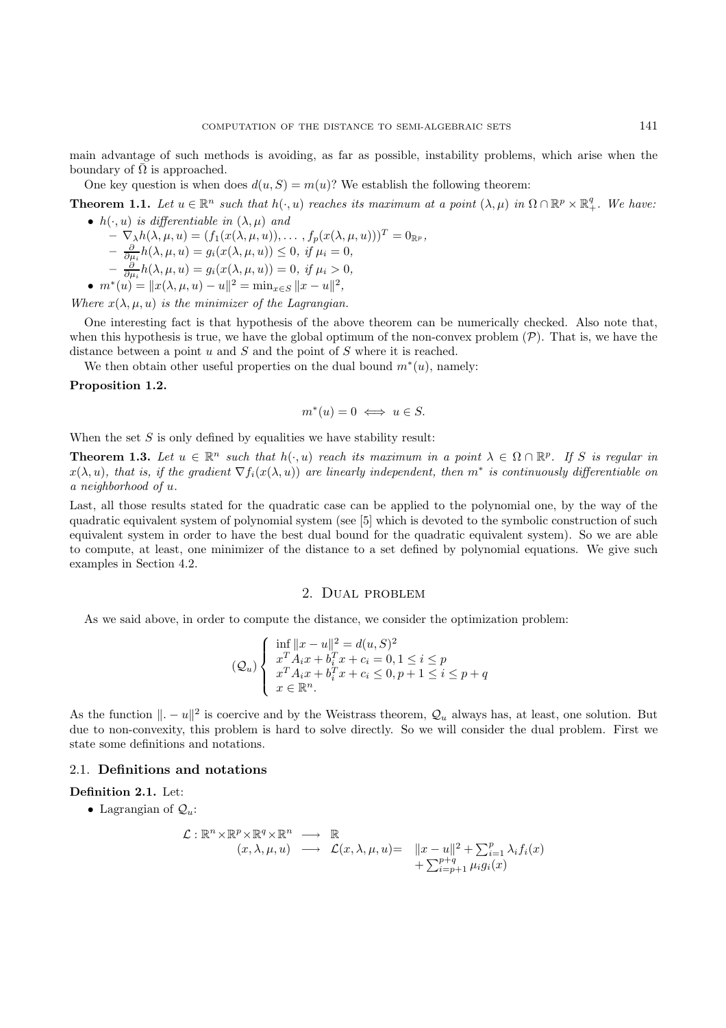main advantage of such methods is avoiding, as far as possible, instability problems, which arise when the boundary of $\bar{\Omega}$ is approached.

One key question is when does $d(u,S) = m(u)$? We establish the following theorem:

**Theorem 1.1.** *Let $u \in \mathbb{R}^n$ such that $h(\cdot,u)$ reaches its maximum at a point $(\lambda,\mu)$ in $\Omega \cap \mathbb{R}^p \times \mathbb{R}^q_+$. We have:*

- *$h(\cdot,u)$ is differentiable in $(\lambda,\mu)$ and*
  - $\nabla_\lambda h(\lambda,\mu,u) = (f_1(x(\lambda,\mu,u)),\dots,f_p(x(\lambda,\mu,u)))^T = 0_{\mathbb{R}^p}$,
  - $\frac{\partial}{\partial \mu_i} h(\lambda,\mu,u) = g_i(x(\lambda,\mu,u)) \leq 0$, *if* $\mu_i = 0$,
  - $\frac{\partial}{\partial \mu_i} h(\lambda,\mu,u) = g_i(x(\lambda,\mu,u)) = 0$, *if* $\mu_i > 0$,
- $m^*(u) = \|x(\lambda,\mu,u) - u\|^2 = \min_{x \in S} \|x-u\|^2$,

*Where $x(\lambda,\mu,u)$ is the minimizer of the Lagrangian.*

One interesting fact is that hypothesis of the above theorem can be numerically checked. Also note that, when this hypothesis is true, we have the global optimum of the non-convex problem $(\mathcal{P})$. That is, we have the distance between a point $u$ and $S$ and the point of $S$ where it is reached.

We then obtain other useful properties on the dual bound $m^*(u)$, namely:

**Proposition 1.2.**

$$m^*(u) = 0 \iff u \in S.$$

When the set $S$ is only defined by equalities we have stability result:

**Theorem 1.3.** *Let $u \in \mathbb{R}^n$ such that $h(\cdot,u)$ reach its maximum in a point $\lambda \in \Omega \cap \mathbb{R}^p$. If $S$ is regular in $x(\lambda,u)$, that is, if the gradient $\nabla f_i(x(\lambda,u))$ are linearly independent, then $m^*$ is continuously differentiable on a neighborhood of $u$.*

Last, all those results stated for the quadratic case can be applied to the polynomial one, by the way of the quadratic equivalent system of polynomial system (see [5] which is devoted to the symbolic construction of such equivalent system in order to have the best dual bound for the quadratic equivalent system). So we are able to compute, at least, one minimizer of the distance to a set defined by polynomial equations. We give such examples in Section 4.2.

## 2. Dual problem

As we said above, in order to compute the distance, we consider the optimization problem:

$$(\mathcal{Q}_u) \begin{cases} \inf \|x-u\|^2 = d(u,S)^2 \\ x^T A_i x + b_i^T x + c_i = 0, 1 \leq i \leq p \\ x^T A_i x + b_i^T x + c_i \leq 0, p+1 \leq i \leq p+q \\ x \in \mathbb{R}^n. \end{cases}$$

As the function $\|. - u\|^2$ is coercive and by the Weistrass theorem, $\mathcal{Q}_u$ always has, at least, one solution. But due to non-convexity, this problem is hard to solve directly. So we will consider the dual problem. First we state some definitions and notations.

### 2.1. Definitions and notations

**Definition 2.1.** Let:

- Lagrangian of $\mathcal{Q}_u$:

$$\begin{array}{rcl} \mathcal{L} : \mathbb{R}^n \times \mathbb{R}^p \times \mathbb{R}^q \times \mathbb{R}^n & \longrightarrow & \mathbb{R} \\ (x,\lambda,\mu,u) & \longrightarrow & \mathcal{L}(x,\lambda,\mu,u) = \|x-u\|^2 + \sum_{i=1}^p \lambda_i f_i(x) \\ & & + \sum_{i=p+1}^{p+q} \mu_i g_i(x) \end{array}$$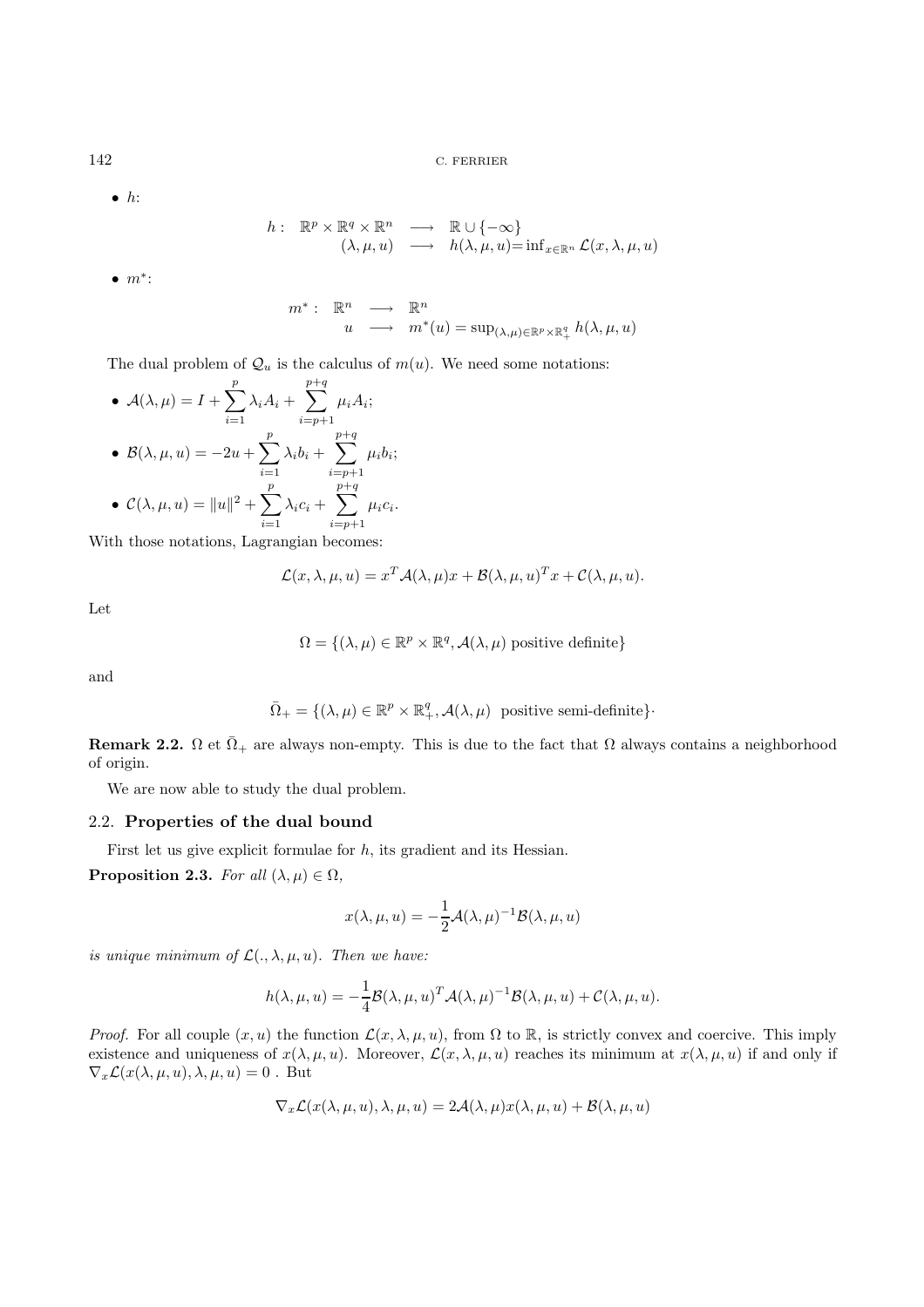- $h$:

$$h: \begin{array}{ccc} \mathbb{R}^p \times \mathbb{R}^q \times \mathbb{R}^n & \longrightarrow & \mathbb{R} \cup \{-\infty\} \\ (\lambda, \mu, u) & \longrightarrow & h(\lambda, \mu, u) = \inf_{x \in \mathbb{R}^n} \mathcal{L}(x, \lambda, \mu, u) \end{array}$$

- $m^*$:

$$m^*: \begin{array}{ccc} \mathbb{R}^n & \longrightarrow & \mathbb{R}^n \\ u & \longrightarrow & m^*(u) = \sup_{(\lambda,\mu) \in \mathbb{R}^p \times \mathbb{R}^q_+} h(\lambda, \mu, u) \end{array}$$

The dual problem of $\mathcal{Q}_u$ is the calculus of $m(u)$. We need some notations:

- $\mathcal{A}(\lambda, \mu) = I + \sum_{i=1}^{p} \lambda_i A_i + \sum_{i=p+1}^{p+q} \mu_i A_i$;
- $\mathcal{B}(\lambda, \mu, u) = -2u + \sum_{i=1}^{p} \lambda_i b_i + \sum_{i=p+1}^{p+q} \mu_i b_i$;
- $\mathcal{C}(\lambda, \mu, u) = \|u\|^2 + \sum_{i=1}^{p} \lambda_i c_i + \sum_{i=p+1}^{p+q} \mu_i c_i$.

With those notations, Lagrangian becomes:

$$\mathcal{L}(x, \lambda, \mu, u) = x^T \mathcal{A}(\lambda, \mu) x + \mathcal{B}(\lambda, \mu, u)^T x + \mathcal{C}(\lambda, \mu, u).$$

Let

$$\Omega = \{(\lambda, \mu) \in \mathbb{R}^p \times \mathbb{R}^q, \mathcal{A}(\lambda, \mu) \text{ positive definite}\}$$

and

$$\bar{\Omega}_+ = \{(\lambda, \mu) \in \mathbb{R}^p \times \mathbb{R}^q_+, \mathcal{A}(\lambda, \mu) \text{ positive semi-definite}\}\cdot$$

**Remark 2.2.** $\Omega$ et $\bar{\Omega}_+$ are always non-empty. This is due to the fact that $\Omega$ always contains a neighborhood of origin.

We are now able to study the dual problem.

## 2.2. Properties of the dual bound

First let us give explicit formulae for $h$, its gradient and its Hessian.

**Proposition 2.3.** *For all* $(\lambda, \mu) \in \Omega$,

$$x(\lambda, \mu, u) = -\frac{1}{2} \mathcal{A}(\lambda, \mu)^{-1} \mathcal{B}(\lambda, \mu, u)$$

*is unique minimum of* $\mathcal{L}(., \lambda, \mu, u)$. *Then we have:*

$$h(\lambda, \mu, u) = -\frac{1}{4} \mathcal{B}(\lambda, \mu, u)^T \mathcal{A}(\lambda, \mu)^{-1} \mathcal{B}(\lambda, \mu, u) + \mathcal{C}(\lambda, \mu, u).$$

*Proof.* For all couple $(x, u)$ the function $\mathcal{L}(x, \lambda, \mu, u)$, from $\Omega$ to $\mathbb{R}$, is strictly convex and coercive. This imply existence and uniqueness of $x(\lambda, \mu, u)$. Moreover, $\mathcal{L}(x, \lambda, \mu, u)$ reaches its minimum at $x(\lambda, \mu, u)$ if and only if $\nabla_x \mathcal{L}(x(\lambda, \mu, u), \lambda, \mu, u) = 0$ . But

$$\nabla_x \mathcal{L}(x(\lambda, \mu, u), \lambda, \mu, u) = 2\mathcal{A}(\lambda, \mu) x(\lambda, \mu, u) + \mathcal{B}(\lambda, \mu, u)$$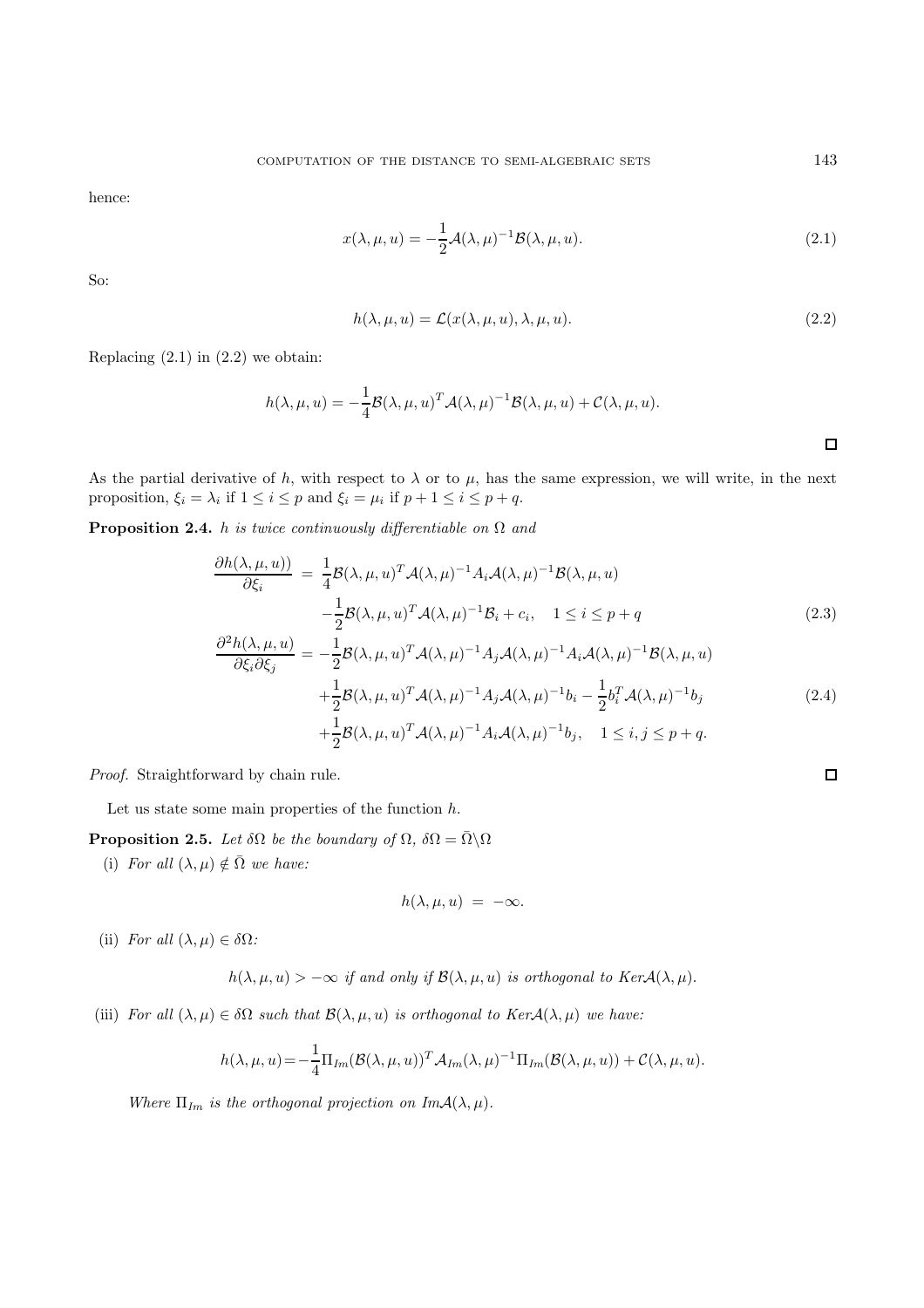hence:

$$x(\lambda,\mu,u) = -\frac{1}{2}\mathcal{A}(\lambda,\mu)^{-1}\mathcal{B}(\lambda,\mu,u). \tag{2.1}$$

So:

$$h(\lambda,\mu,u) = \mathcal{L}(x(\lambda,\mu,u),\lambda,\mu,u). \tag{2.2}$$

Replacing (2.1) in (2.2) we obtain:

$$h(\lambda,\mu,u) = -\frac{1}{4}\mathcal{B}(\lambda,\mu,u)^T\mathcal{A}(\lambda,\mu)^{-1}\mathcal{B}(\lambda,\mu,u) + \mathcal{C}(\lambda,\mu,u).$$

□

As the partial derivative of $h$, with respect to $\lambda$ or to $\mu$, has the same expression, we will write, in the next proposition, $\xi_i = \lambda_i$ if $1 \le i \le p$ and $\xi_i = \mu_i$ if $p+1 \le i \le p+q$.

**Proposition 2.4.** *$h$ is twice continuously differentiable on $\Omega$ and*

$$\begin{aligned}
\frac{\partial h(\lambda,\mu,u))}{\partial \xi_i} &= \frac{1}{4}\mathcal{B}(\lambda,\mu,u)^T\mathcal{A}(\lambda,\mu)^{-1}A_i\mathcal{A}(\lambda,\mu)^{-1}\mathcal{B}(\lambda,\mu,u) \\
&\quad -\frac{1}{2}\mathcal{B}(\lambda,\mu,u)^T\mathcal{A}(\lambda,\mu)^{-1}\mathcal{B}_i + c_i, \quad 1 \le i \le p+q \qquad (2.3)\\
\frac{\partial^2 h(\lambda,\mu,u)}{\partial \xi_i \partial \xi_j} &= -\frac{1}{2}\mathcal{B}(\lambda,\mu,u)^T\mathcal{A}(\lambda,\mu)^{-1}A_j\mathcal{A}(\lambda,\mu)^{-1}A_i\mathcal{A}(\lambda,\mu)^{-1}\mathcal{B}(\lambda,\mu,u) \\
&\quad +\frac{1}{2}\mathcal{B}(\lambda,\mu,u)^T\mathcal{A}(\lambda,\mu)^{-1}A_j\mathcal{A}(\lambda,\mu)^{-1}b_i - \frac{1}{2}b_i^T\mathcal{A}(\lambda,\mu)^{-1}b_j \qquad (2.4)\\
&\quad +\frac{1}{2}\mathcal{B}(\lambda,\mu,u)^T\mathcal{A}(\lambda,\mu)^{-1}A_i\mathcal{A}(\lambda,\mu)^{-1}b_j, \quad 1 \le i,j \le p+q.
\end{aligned}$$

*Proof.* Straightforward by chain rule. □

Let us state some main properties of the function $h$.

**Proposition 2.5.** *Let $\delta\Omega$ be the boundary of $\Omega$, $\delta\Omega = \bar{\Omega}\backslash\Omega$*

(i) *For all $(\lambda,\mu) \notin \bar{\Omega}$ we have:*

$$h(\lambda,\mu,u) \;=\; -\infty.$$

(ii) *For all $(\lambda,\mu) \in \delta\Omega$:*

$$h(\lambda,\mu,u) > -\infty \textit{ if and only if } \mathcal{B}(\lambda,\mu,u) \textit{ is orthogonal to } Ker\mathcal{A}(\lambda,\mu).$$

(iii) *For all $(\lambda,\mu) \in \delta\Omega$ such that $\mathcal{B}(\lambda,\mu,u)$ is orthogonal to $Ker\mathcal{A}(\lambda,\mu)$ we have:*

$$h(\lambda,\mu,u) = -\frac{1}{4}\Pi_{Im}(\mathcal{B}(\lambda,\mu,u))^T\mathcal{A}_{Im}(\lambda,\mu)^{-1}\Pi_{Im}(\mathcal{B}(\lambda,\mu,u)) + \mathcal{C}(\lambda,\mu,u).$$

*Where $\Pi_{Im}$ is the orthogonal projection on $Im\mathcal{A}(\lambda,\mu)$.*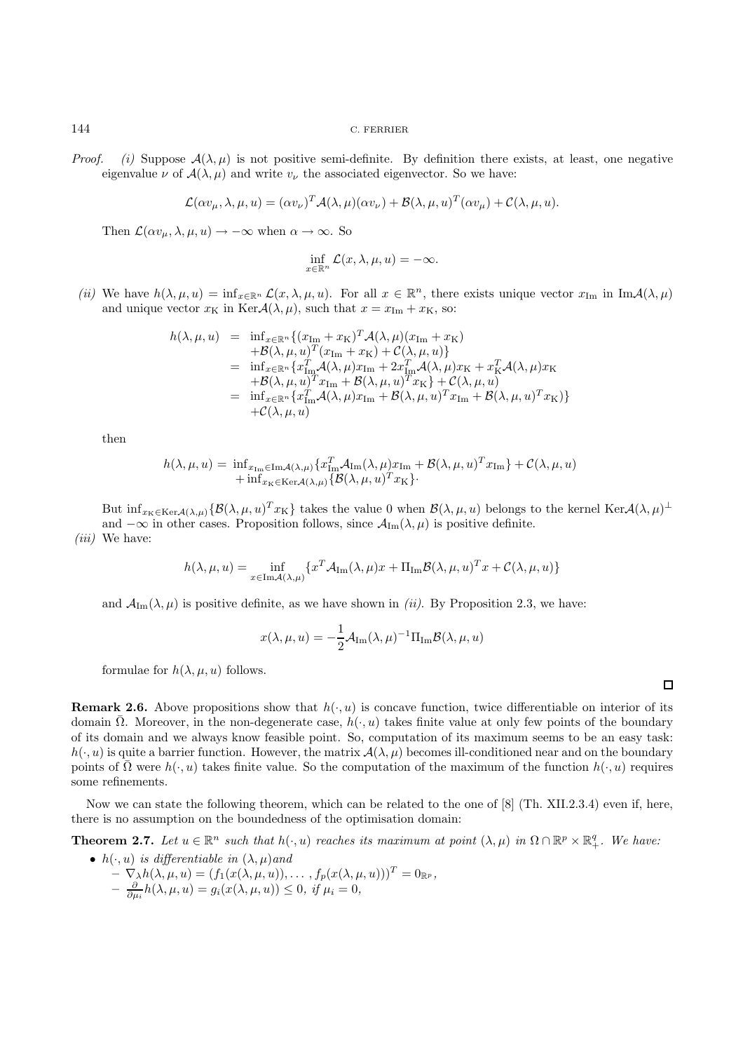*Proof.* *(i)* Suppose $\mathcal{A}(\lambda, \mu)$ is not positive semi-definite. By definition there exists, at least, one negative eigenvalue $\nu$ of $\mathcal{A}(\lambda, \mu)$ and write $v_\nu$ the associated eigenvector. So we have:

$$\mathcal{L}(\alpha v_\mu, \lambda, \mu, u) = (\alpha v_\nu)^T \mathcal{A}(\lambda, \mu)(\alpha v_\nu) + \mathcal{B}(\lambda, \mu, u)^T(\alpha v_\mu) + \mathcal{C}(\lambda, \mu, u).$$

Then $\mathcal{L}(\alpha v_\mu, \lambda, \mu, u) \to -\infty$ when $\alpha \to \infty$. So

$$\inf_{x \in \mathbb{R}^n} \mathcal{L}(x, \lambda, \mu, u) = -\infty.$$

*(ii)* We have $h(\lambda, \mu, u) = \inf_{x \in \mathbb{R}^n} \mathcal{L}(x, \lambda, \mu, u)$. For all $x \in \mathbb{R}^n$, there exists unique vector $x_{\text{Im}}$ in $\text{Im}\mathcal{A}(\lambda, \mu)$ and unique vector $x_{\text{K}}$ in $\text{Ker}\mathcal{A}(\lambda, \mu)$, such that $x = x_{\text{Im}} + x_{\text{K}}$, so:

$$\begin{aligned}
h(\lambda, \mu, u) &= \inf_{x \in \mathbb{R}^n}\{(x_{\text{Im}} + x_{\text{K}})^T \mathcal{A}(\lambda, \mu)(x_{\text{Im}} + x_{\text{K}}) \\
&\quad + \mathcal{B}(\lambda, \mu, u)^T(x_{\text{Im}} + x_{\text{K}}) + \mathcal{C}(\lambda, \mu, u)\} \\
&= \inf_{x \in \mathbb{R}^n}\{x_{\text{Im}}^T \mathcal{A}(\lambda, \mu) x_{\text{Im}} + 2x_{\text{Im}}^T \mathcal{A}(\lambda, \mu) x_{\text{K}} + x_{\text{K}}^T \mathcal{A}(\lambda, \mu) x_{\text{K}} \\
&\quad + \mathcal{B}(\lambda, \mu, u)^T x_{\text{Im}} + \mathcal{B}(\lambda, \mu, u)^T x_{\text{K}}\} + \mathcal{C}(\lambda, \mu, u) \\
&= \inf_{x \in \mathbb{R}^n}\{x_{\text{Im}}^T \mathcal{A}(\lambda, \mu) x_{\text{Im}} + \mathcal{B}(\lambda, \mu, u)^T x_{\text{Im}} + \mathcal{B}(\lambda, \mu, u)^T x_{\text{K}})\} \\
&\quad + \mathcal{C}(\lambda, \mu, u)
\end{aligned}$$

then

$$\begin{aligned}
h(\lambda, \mu, u) = &\inf_{x_{\text{Im}} \in \text{Im}\mathcal{A}(\lambda,\mu)}\{x_{\text{Im}}^T \mathcal{A}_{\text{Im}}(\lambda, \mu) x_{\text{Im}} + \mathcal{B}(\lambda, \mu, u)^T x_{\text{Im}}\} + \mathcal{C}(\lambda, \mu, u) \\
&+ \inf_{x_{\text{K}} \in \text{Ker}\mathcal{A}(\lambda,\mu)}\{\mathcal{B}(\lambda, \mu, u)^T x_{\text{K}}\}.
\end{aligned}$$

But $\inf_{x_{\text{K}} \in \text{Ker}\mathcal{A}(\lambda,\mu)}\{\mathcal{B}(\lambda, \mu, u)^T x_{\text{K}}\}$ takes the value 0 when $\mathcal{B}(\lambda, \mu, u)$ belongs to the kernel $\text{Ker}\mathcal{A}(\lambda, \mu)^\perp$ and $-\infty$ in other cases. Proposition follows, since $\mathcal{A}_{\text{Im}}(\lambda, \mu)$ is positive definite.

*(iii)* We have:

$$h(\lambda, \mu, u) = \inf_{x \in \text{Im}\mathcal{A}(\lambda,\mu)}\{x^T \mathcal{A}_{\text{Im}}(\lambda, \mu) x + \Pi_{\text{Im}}\mathcal{B}(\lambda, \mu, u)^T x + \mathcal{C}(\lambda, \mu, u)\}$$

and $\mathcal{A}_{\text{Im}}(\lambda, \mu)$ is positive definite, as we have shown in *(ii)*. By Proposition 2.3, we have:

$$x(\lambda, \mu, u) = -\frac{1}{2}\mathcal{A}_{\text{Im}}(\lambda, \mu)^{-1}\Pi_{\text{Im}}\mathcal{B}(\lambda, \mu, u)$$

formulae for $h(\lambda, \mu, u)$ follows. □

**Remark 2.6.** Above propositions show that $h(\cdot, u)$ is concave function, twice differentiable on interior of its domain $\bar{\Omega}$. Moreover, in the non-degenerate case, $h(\cdot, u)$ takes finite value at only few points of the boundary of its domain and we always know feasible point. So, computation of its maximum seems to be an easy task: $h(\cdot, u)$ is quite a barrier function. However, the matrix $\mathcal{A}(\lambda, \mu)$ becomes ill-conditioned near and on the boundary points of $\bar{\Omega}$ were $h(\cdot, u)$ takes finite value. So the computation of the maximum of the function $h(\cdot, u)$ requires some refinements.

Now we can state the following theorem, which can be related to the one of [8] (Th. XII.2.3.4) even if, here, there is no assumption on the boundedness of the optimisation domain:

**Theorem 2.7.** *Let $u \in \mathbb{R}^n$ such that $h(\cdot, u)$ reaches its maximum at point $(\lambda, \mu)$ in $\Omega \cap \mathbb{R}^p \times \mathbb{R}^q_+$. We have:*

- *$h(\cdot, u)$ is differentiable in $(\lambda, \mu)$and*
  - $\nabla_\lambda h(\lambda, \mu, u) = (f_1(x(\lambda, \mu, u)), \ldots, f_p(x(\lambda, \mu, u)))^T = 0_{\mathbb{R}^p}$,
  - $\frac{\partial}{\partial \mu_i} h(\lambda, \mu, u) = g_i(x(\lambda, \mu, u)) \leq 0$, *if* $\mu_i = 0$,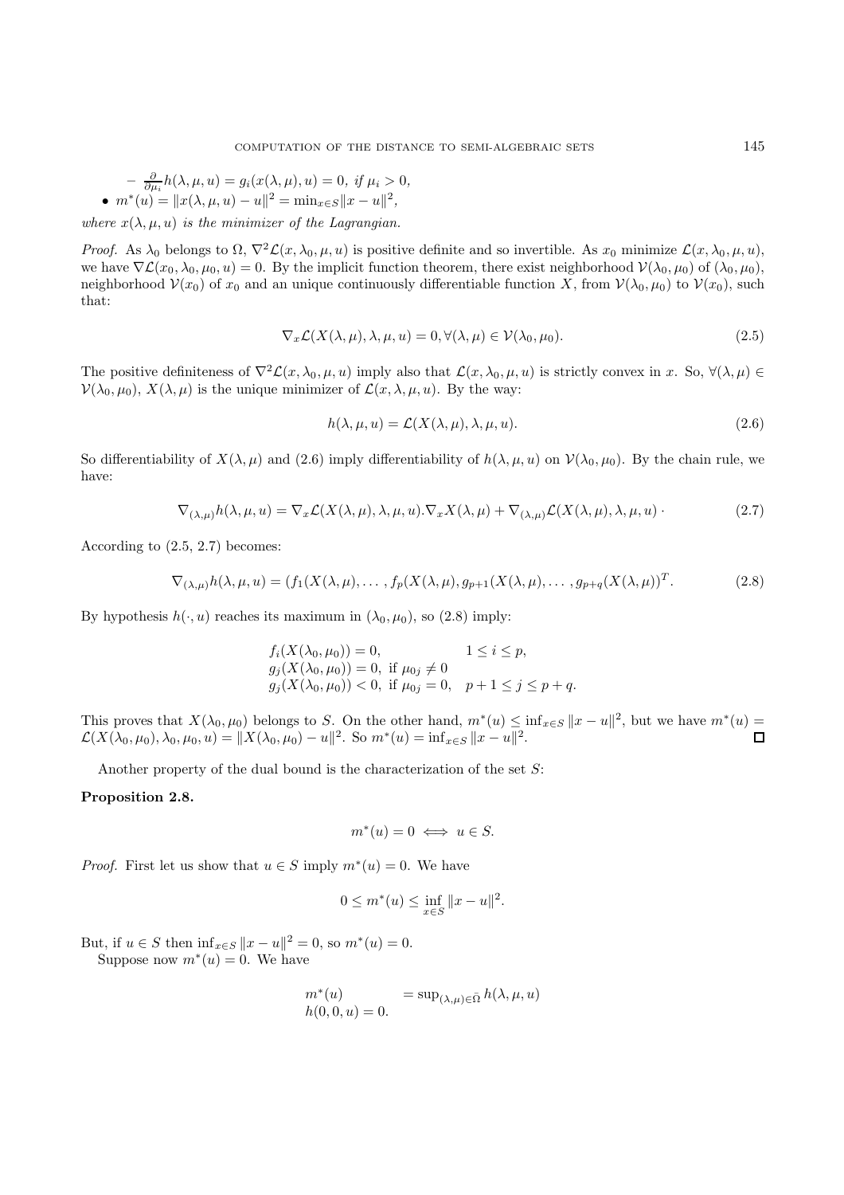– $\frac{\partial}{\partial \mu_i} h(\lambda, \mu, u) = g_i(x(\lambda, \mu), u) = 0$, *if* $\mu_i > 0$,

- $m^*(u) = \|x(\lambda, \mu, u) - u\|^2 = \min_{x \in S} \|x - u\|^2$,

*where* $x(\lambda, \mu, u)$ *is the minimizer of the Lagrangian.*

*Proof.* As $\lambda_0$ belongs to $\Omega$, $\nabla^2 \mathcal{L}(x, \lambda_0, \mu, u)$ is positive definite and so invertible. As $x_0$ minimize $\mathcal{L}(x, \lambda_0, \mu, u)$, we have $\nabla \mathcal{L}(x_0, \lambda_0, \mu_0, u) = 0$. By the implicit function theorem, there exist neighborhood $\mathcal{V}(\lambda_0, \mu_0)$ of $(\lambda_0, \mu_0)$, neighborhood $\mathcal{V}(x_0)$ of $x_0$ and an unique continuously differentiable function $X$, from $\mathcal{V}(\lambda_0, \mu_0)$ to $\mathcal{V}(x_0)$, such that:

$$\nabla_x \mathcal{L}(X(\lambda, \mu), \lambda, \mu, u) = 0, \forall (\lambda, \mu) \in \mathcal{V}(\lambda_0, \mu_0). \tag{2.5}$$

The positive definiteness of $\nabla^2 \mathcal{L}(x, \lambda_0, \mu, u)$ imply also that $\mathcal{L}(x, \lambda_0, \mu, u)$ is strictly convex in $x$. So, $\forall (\lambda, \mu) \in \mathcal{V}(\lambda_0, \mu_0)$, $X(\lambda, \mu)$ is the unique minimizer of $\mathcal{L}(x, \lambda, \mu, u)$. By the way:

$$h(\lambda, \mu, u) = \mathcal{L}(X(\lambda, \mu), \lambda, \mu, u). \tag{2.6}$$

So differentiability of $X(\lambda, \mu)$ and (2.6) imply differentiability of $h(\lambda, \mu, u)$ on $\mathcal{V}(\lambda_0, \mu_0)$. By the chain rule, we have:

$$\nabla_{(\lambda,\mu)} h(\lambda, \mu, u) = \nabla_x \mathcal{L}(X(\lambda, \mu), \lambda, \mu, u).\nabla_x X(\lambda, \mu) + \nabla_{(\lambda,\mu)} \mathcal{L}(X(\lambda, \mu), \lambda, \mu, u) \cdot \tag{2.7}$$

According to (2.5, 2.7) becomes:

$$\nabla_{(\lambda,\mu)} h(\lambda, \mu, u) = (f_1(X(\lambda, \mu), \ldots, f_p(X(\lambda, \mu), g_{p+1}(X(\lambda, \mu), \ldots, g_{p+q}(X(\lambda, \mu))^T. \tag{2.8}$$

By hypothesis $h(\cdot, u)$ reaches its maximum in $(\lambda_0, \mu_0)$, so (2.8) imply:

$$\begin{array}{ll} f_i(X(\lambda_0, \mu_0)) = 0, & 1 \leq i \leq p, \\ g_j(X(\lambda_0, \mu_0)) = 0, \text{ if } \mu_{0j} \neq 0 & \\ g_j(X(\lambda_0, \mu_0)) < 0, \text{ if } \mu_{0j} = 0, & p+1 \leq j \leq p+q. \end{array}$$

This proves that $X(\lambda_0, \mu_0)$ belongs to $S$. On the other hand, $m^*(u) \leq \inf_{x \in S} \|x - u\|^2$, but we have $m^*(u) = \mathcal{L}(X(\lambda_0, \mu_0), \lambda_0, \mu_0, u) = \|X(\lambda_0, \mu_0) - u\|^2$. So $m^*(u) = \inf_{x \in S} \|x - u\|^2$. $\square$

Another property of the dual bound is the characterization of the set $S$:

**Proposition 2.8.**

$$m^*(u) = 0 \iff u \in S.$$

*Proof.* First let us show that $u \in S$ imply $m^*(u) = 0$. We have

$$0 \leq m^*(u) \leq \inf_{x \in S} \|x - u\|^2.$$

But, if $u \in S$ then $\inf_{x \in S} \|x - u\|^2 = 0$, so $m^*(u) = 0$.

Suppose now $m^*(u) = 0$. We have

$$\begin{array}{ll} m^*(u) & = \sup_{(\lambda,\mu) \in \bar{\Omega}} h(\lambda, \mu, u) \\ h(0, 0, u) = 0. & \end{array}$$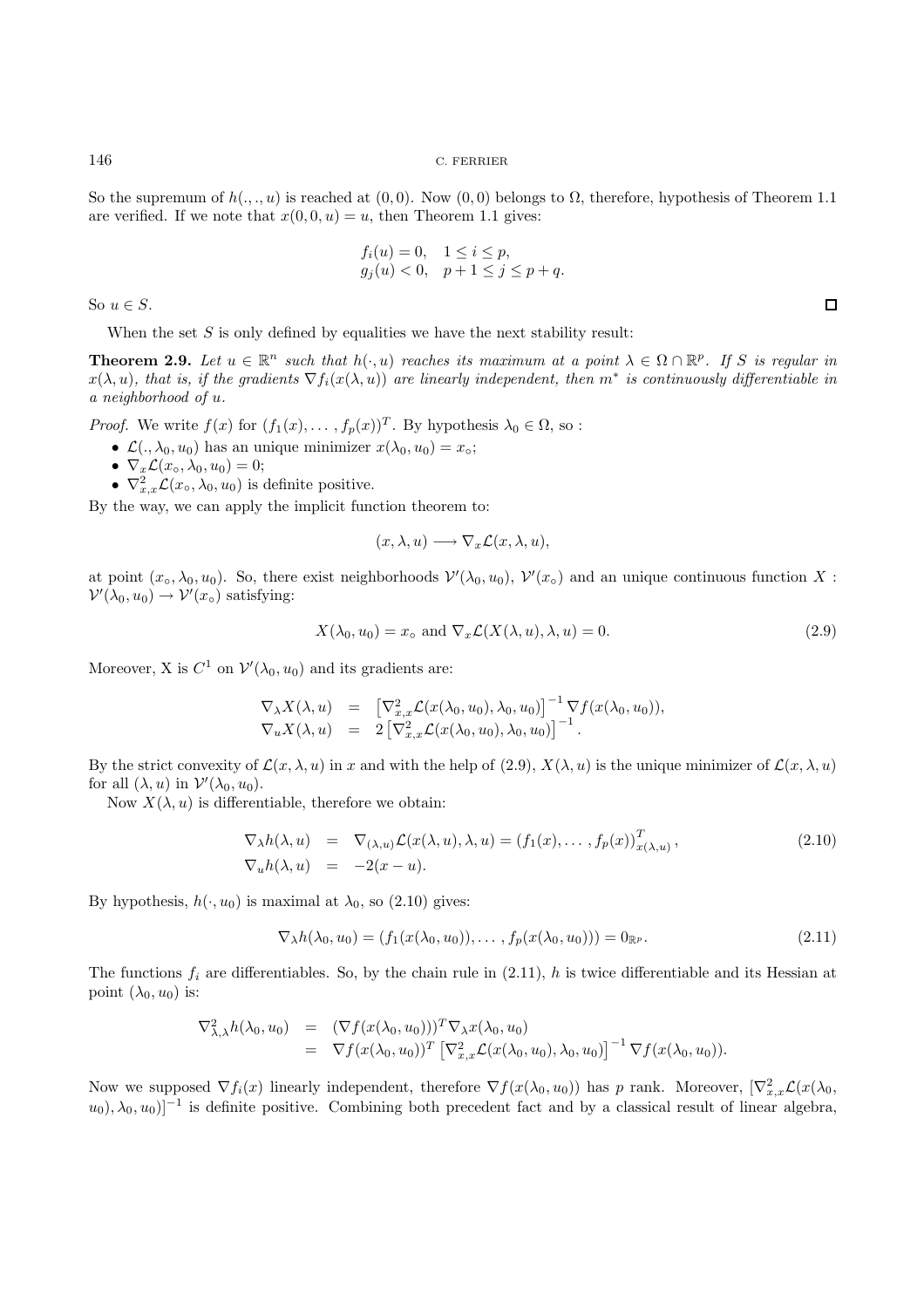So the supremum of $h(.,.,u)$ is reached at $(0,0)$. Now $(0,0)$ belongs to $\Omega$, therefore, hypothesis of Theorem 1.1 are verified. If we note that $x(0,0,u) = u$, then Theorem 1.1 gives:

$$
\begin{aligned}
&f_i(u) = 0, \quad 1 \leq i \leq p,\\
&g_j(u) < 0, \quad p+1 \leq j \leq p+q.
\end{aligned}
$$

So $u \in S$. ◻

When the set $S$ is only defined by equalities we have the next stability result:

**Theorem 2.9.** *Let $u \in \mathbb{R}^n$ such that $h(\cdot, u)$ reaches its maximum at a point $\lambda \in \Omega \cap \mathbb{R}^p$. If $S$ is regular in $x(\lambda, u)$, that is, if the gradients $\nabla f_i(x(\lambda, u))$ are linearly independent, then $m^*$ is continuously differentiable in a neighborhood of $u$.*

*Proof.* We write $f(x)$ for $(f_1(x), \dots, f_p(x))^T$. By hypothesis $\lambda_0 \in \Omega$, so :

- $\mathcal{L}(., \lambda_0, u_0)$ has an unique minimizer $x(\lambda_0, u_0) = x_\circ$;
- $\nabla_x \mathcal{L}(x_\circ, \lambda_0, u_0) = 0$;
- $\nabla^2_{x,x} \mathcal{L}(x_\circ, \lambda_0, u_0)$ is definite positive.

By the way, we can apply the implicit function theorem to:

$$
(x, \lambda, u) \longrightarrow \nabla_x \mathcal{L}(x, \lambda, u),
$$

at point $(x_\circ, \lambda_0, u_0)$. So, there exist neighborhoods $\mathcal{V}'(\lambda_0, u_0)$, $\mathcal{V}'(x_\circ)$ and an unique continuous function $X : \mathcal{V}'(\lambda_0, u_0) \to \mathcal{V}'(x_\circ)$ satisfying:

$$
X(\lambda_0, u_0) = x_\circ \text{ and } \nabla_x \mathcal{L}(X(\lambda, u), \lambda, u) = 0. \tag{2.9}
$$

Moreover, X is $C^1$ on $\mathcal{V}'(\lambda_0, u_0)$ and its gradients are:

$$
\begin{aligned}
\nabla_\lambda X(\lambda, u) &= \left[\nabla^2_{x,x} \mathcal{L}(x(\lambda_0, u_0), \lambda_0, u_0)\right]^{-1} \nabla f(x(\lambda_0, u_0)),\\
\nabla_u X(\lambda, u) &= 2\left[\nabla^2_{x,x} \mathcal{L}(x(\lambda_0, u_0), \lambda_0, u_0)\right]^{-1}.
\end{aligned}
$$

By the strict convexity of $\mathcal{L}(x, \lambda, u)$ in $x$ and with the help of (2.9), $X(\lambda, u)$ is the unique minimizer of $\mathcal{L}(x, \lambda, u)$ for all $(\lambda, u)$ in $\mathcal{V}'(\lambda_0, u_0)$.

Now $X(\lambda, u)$ is differentiable, therefore we obtain:

$$
\begin{aligned}
\nabla_\lambda h(\lambda, u) &= \nabla_{(\lambda,u)} \mathcal{L}(x(\lambda, u), \lambda, u) = (f_1(x), \dots, f_p(x))^T_{x(\lambda,u)}, \\
\nabla_u h(\lambda, u) &= -2(x - u).
\end{aligned} \tag{2.10}
$$

By hypothesis, $h(\cdot, u_0)$ is maximal at $\lambda_0$, so (2.10) gives:

$$
\nabla_\lambda h(\lambda_0, u_0) = (f_1(x(\lambda_0, u_0)), \dots, f_p(x(\lambda_0, u_0))) = 0_{\mathbb{R}^p}. \tag{2.11}
$$

The functions $f_i$ are differentiables. So, by the chain rule in (2.11), $h$ is twice differentiable and its Hessian at point $(\lambda_0, u_0)$ is:

$$
\begin{aligned}
\nabla^2_{\lambda,\lambda} h(\lambda_0, u_0) &= (\nabla f(x(\lambda_0, u_0)))^T \nabla_\lambda x(\lambda_0, u_0)\\
&= \nabla f(x(\lambda_0, u_0))^T \left[\nabla^2_{x,x} \mathcal{L}(x(\lambda_0, u_0), \lambda_0, u_0)\right]^{-1} \nabla f(x(\lambda_0, u_0)).
\end{aligned}
$$

Now we supposed $\nabla f_i(x)$ linearly independent, therefore $\nabla f(x(\lambda_0, u_0))$ has $p$ rank. Moreover, $[\nabla^2_{x,x} \mathcal{L}(x(\lambda_0, u_0), \lambda_0, u_0)]^{-1}$ is definite positive. Combining both precedent fact and by a classical result of linear algebra,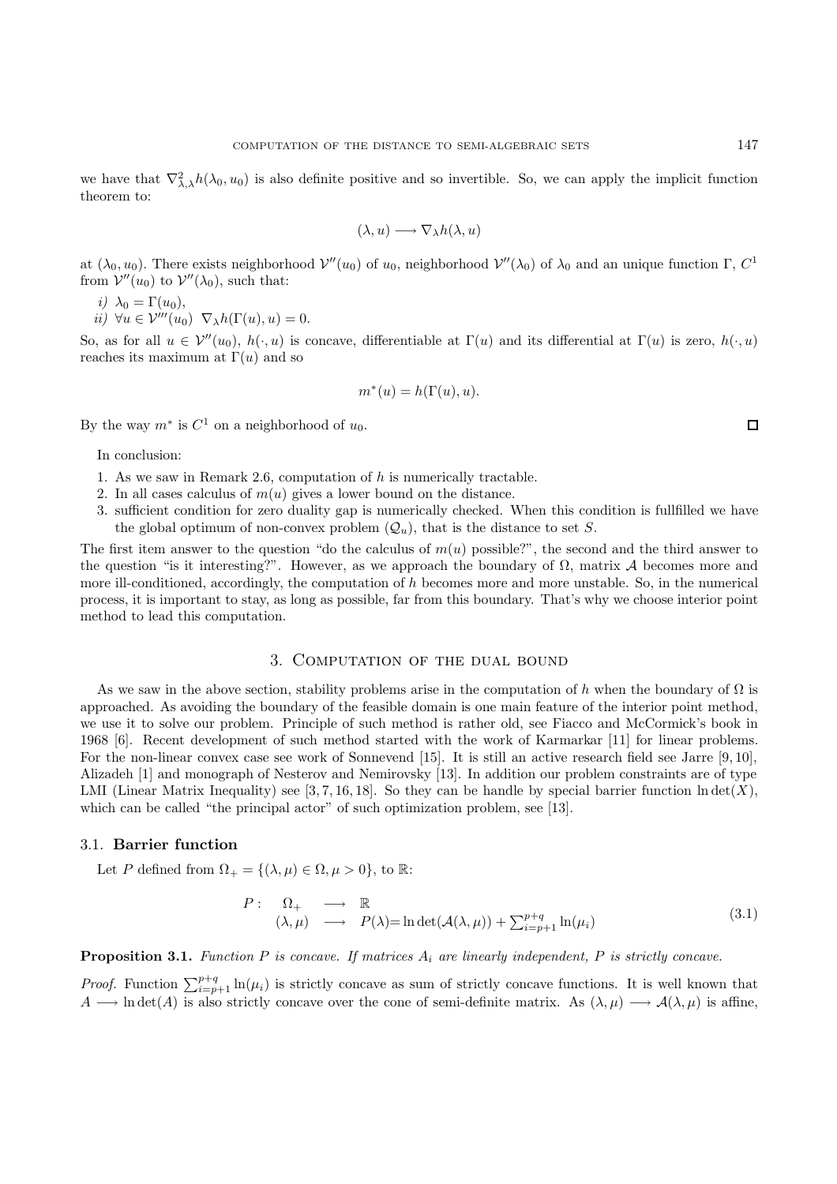we have that $\nabla^2_{\lambda,\lambda} h(\lambda_0, u_0)$ is also definite positive and so invertible. So, we can apply the implicit function theorem to:

$$(\lambda, u) \longrightarrow \nabla_\lambda h(\lambda, u)$$

at $(\lambda_0, u_0)$. There exists neighborhood $\mathcal{V}''(u_0)$ of $u_0$, neighborhood $\mathcal{V}''(\lambda_0)$ of $\lambda_0$ and an unique function $\Gamma$, $C^1$ from $\mathcal{V}''(u_0)$ to $\mathcal{V}''(\lambda_0)$, such that:

*i)* $\lambda_0 = \Gamma(u_0)$,
*ii)* $\forall u \in \mathcal{V}'''(u_0)$ $\nabla_\lambda h(\Gamma(u), u) = 0$.

So, as for all $u \in \mathcal{V}''(u_0)$, $h(\cdot, u)$ is concave, differentiable at $\Gamma(u)$ and its differential at $\Gamma(u)$ is zero, $h(\cdot, u)$ reaches its maximum at $\Gamma(u)$ and so

$$m^*(u) = h(\Gamma(u), u).$$

By the way $m^*$ is $C^1$ on a neighborhood of $u_0$. $\square$

In conclusion:

1. As we saw in Remark 2.6, computation of $h$ is numerically tractable.
2. In all cases calculus of $m(u)$ gives a lower bound on the distance.
3. sufficient condition for zero duality gap is numerically checked. When this condition is fullfilled we have the global optimum of non-convex problem $(\mathcal{Q}_u)$, that is the distance to set $S$.

The first item answer to the question "do the calculus of $m(u)$ possible?", the second and the third answer to the question "is it interesting?". However, as we approach the boundary of $\Omega$, matrix $\mathcal{A}$ becomes more and more ill-conditioned, accordingly, the computation of $h$ becomes more and more unstable. So, in the numerical process, it is important to stay, as long as possible, far from this boundary. That's why we choose interior point method to lead this computation.

## 3. Computation of the dual bound

As we saw in the above section, stability problems arise in the computation of $h$ when the boundary of $\Omega$ is approached. As avoiding the boundary of the feasible domain is one main feature of the interior point method, we use it to solve our problem. Principle of such method is rather old, see Fiacco and McCormick's book in 1968 [6]. Recent development of such method started with the work of Karmarkar [11] for linear problems. For the non-linear convex case see work of Sonnevend [15]. It is still an active research field see Jarre [9, 10], Alizadeh [1] and monograph of Nesterov and Nemirovsky [13]. In addition our problem constraints are of type LMI (Linear Matrix Inequality) see [3, 7, 16, 18]. So they can be handle by special barrier function $\ln\det(X)$, which can be called "the principal actor" of such optimization problem, see [13].

### 3.1. Barrier function

Let $P$ defined from $\Omega_+ = \{(\lambda, \mu) \in \Omega, \mu > 0\}$, to $\mathbb{R}$:

$$\begin{array}{rccl} P: & \Omega_+ & \longrightarrow & \mathbb{R} \\ & (\lambda, \mu) & \longrightarrow & P(\lambda) = \ln\det(\mathcal{A}(\lambda, \mu)) + \sum_{i=p+1}^{p+q} \ln(\mu_i) \end{array} \tag{3.1}$$

**Proposition 3.1.** *Function $P$ is concave. If matrices $A_i$ are linearly independent, $P$ is strictly concave.*

*Proof.* Function $\sum_{i=p+1}^{p+q} \ln(\mu_i)$ is strictly concave as sum of strictly concave functions. It is well known that $A \longrightarrow \ln\det(A)$ is also strictly concave over the cone of semi-definite matrix. As $(\lambda, \mu) \longrightarrow \mathcal{A}(\lambda, \mu)$ is affine,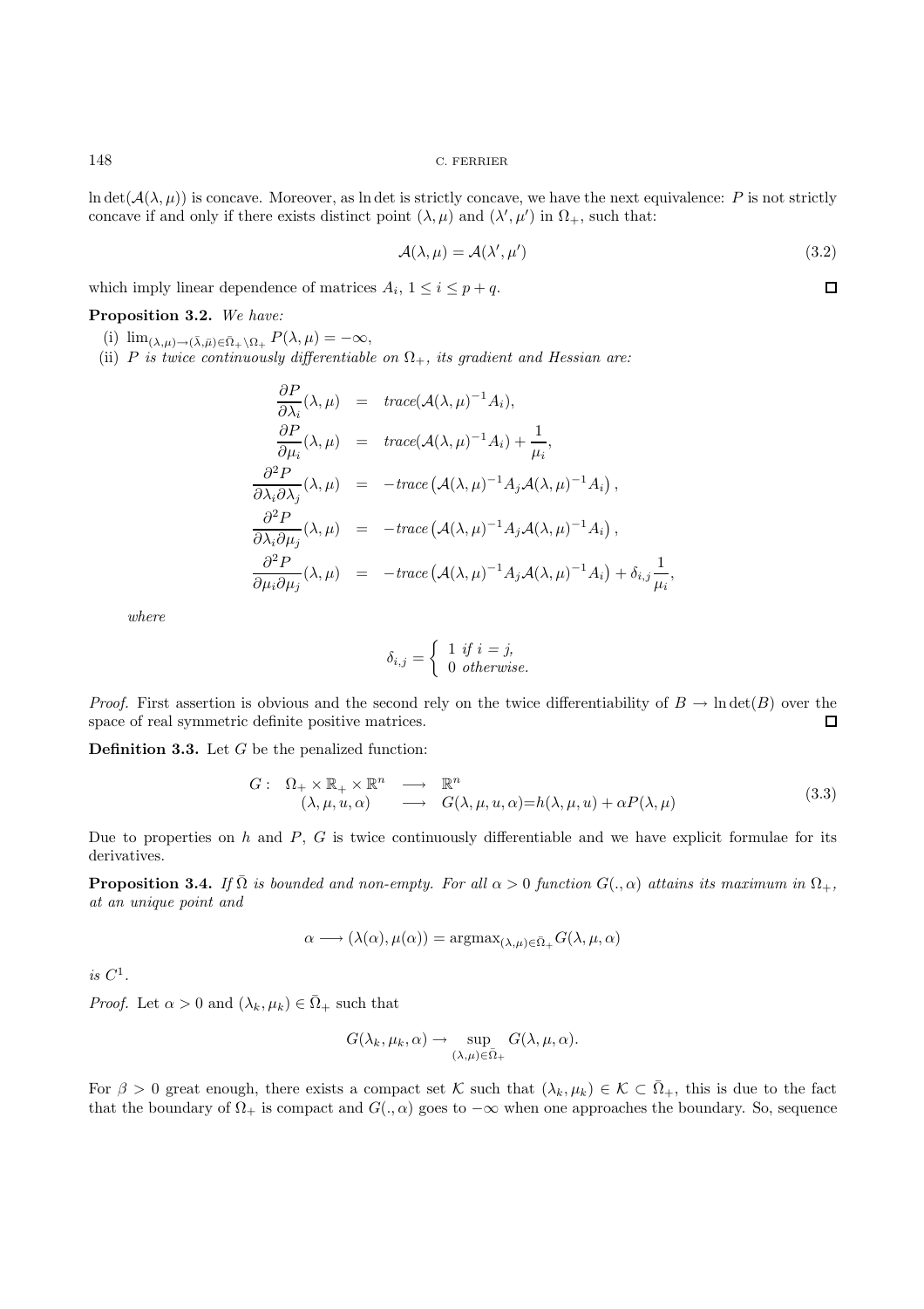$\ln\det(\mathcal{A}(\lambda,\mu))$ is concave. Moreover, as $\ln\det$ is strictly concave, we have the next equivalence: $P$ is not strictly concave if and only if there exists distinct point $(\lambda,\mu)$ and $(\lambda',\mu')$ in $\Omega_+$, such that:

$$\mathcal{A}(\lambda,\mu) = \mathcal{A}(\lambda',\mu') \tag{3.2}$$

which imply linear dependence of matrices $A_i$, $1 \leq i \leq p+q$. $\square$

**Proposition 3.2.** *We have:*

(i) $\lim_{(\lambda,\mu)\to(\bar{\lambda},\bar{\mu})\in\bar{\Omega}_+\setminus\Omega_+} P(\lambda,\mu) = -\infty$,

(ii) *$P$ is twice continuously differentiable on $\Omega_+$, its gradient and Hessian are:*

$$\begin{aligned}
\frac{\partial P}{\partial \lambda_i}(\lambda,\mu) &= trace(\mathcal{A}(\lambda,\mu)^{-1}A_i),\\
\frac{\partial P}{\partial \mu_i}(\lambda,\mu) &= trace(\mathcal{A}(\lambda,\mu)^{-1}A_i) + \frac{1}{\mu_i},\\
\frac{\partial^2 P}{\partial \lambda_i \partial \lambda_j}(\lambda,\mu) &= -trace\left(\mathcal{A}(\lambda,\mu)^{-1}A_j\mathcal{A}(\lambda,\mu)^{-1}A_i\right),\\
\frac{\partial^2 P}{\partial \lambda_i \partial \mu_j}(\lambda,\mu) &= -trace\left(\mathcal{A}(\lambda,\mu)^{-1}A_j\mathcal{A}(\lambda,\mu)^{-1}A_i\right),\\
\frac{\partial^2 P}{\partial \mu_i \partial \mu_j}(\lambda,\mu) &= -trace\left(\mathcal{A}(\lambda,\mu)^{-1}A_j\mathcal{A}(\lambda,\mu)^{-1}A_i\right) + \delta_{i,j}\frac{1}{\mu_i},
\end{aligned}$$

*where*

$$\delta_{i,j} = \begin{cases} 1 \text{ if } i=j,\\ 0 \text{ otherwise.}\end{cases}$$

*Proof.* First assertion is obvious and the second rely on the twice differentiability of $B \to \ln\det(B)$ over the space of real symmetric definite positive matrices. $\square$

**Definition 3.3.** Let $G$ be the penalized function:

$$\begin{array}{rccl} G: & \Omega_+ \times \mathbb{R}_+ \times \mathbb{R}^n & \longrightarrow & \mathbb{R}^n \\ & (\lambda,\mu,u,\alpha) & \longrightarrow & G(\lambda,\mu,u,\alpha) = h(\lambda,\mu,u) + \alpha P(\lambda,\mu) \end{array} \tag{3.3}$$

Due to properties on $h$ and $P$, $G$ is twice continuously differentiable and we have explicit formulae for its derivatives.

**Proposition 3.4.** *If $\bar{\Omega}$ is bounded and non-empty. For all $\alpha > 0$ function $G(.,\alpha)$ attains its maximum in $\Omega_+$, at an unique point and*

$$\alpha \longrightarrow (\lambda(\alpha),\mu(\alpha)) = \operatorname{argmax}_{(\lambda,\mu)\in\bar{\Omega}_+} G(\lambda,\mu,\alpha)$$

*is $C^1$.*

*Proof.* Let $\alpha > 0$ and $(\lambda_k,\mu_k) \in \bar{\Omega}_+$ such that

$$G(\lambda_k,\mu_k,\alpha) \to \sup_{(\lambda,\mu)\in\bar{\Omega}_+} G(\lambda,\mu,\alpha).$$

For $\beta > 0$ great enough, there exists a compact set $\mathcal{K}$ such that $(\lambda_k,\mu_k) \in \mathcal{K} \subset \bar{\Omega}_+$, this is due to the fact that the boundary of $\Omega_+$ is compact and $G(.,\alpha)$ goes to $-\infty$ when one approaches the boundary. So, sequence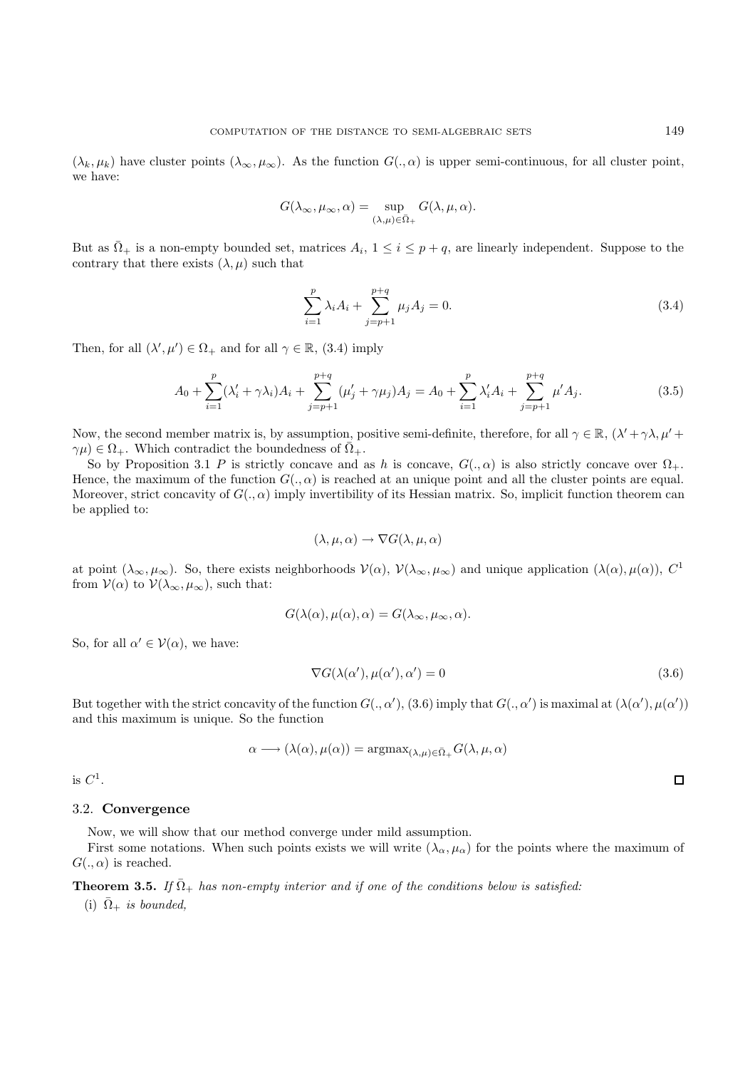$(\lambda_k, \mu_k)$ have cluster points $(\lambda_\infty, \mu_\infty)$. As the function $G(., \alpha)$ is upper semi-continuous, for all cluster point, we have:

$$G(\lambda_\infty, \mu_\infty, \alpha) = \sup_{(\lambda,\mu)\in\bar{\Omega}_+} G(\lambda, \mu, \alpha).$$

But as $\bar{\Omega}_+$ is a non-empty bounded set, matrices $A_i$, $1 \leq i \leq p+q$, are linearly independent. Suppose to the contrary that there exists $(\lambda, \mu)$ such that

$$\sum_{i=1}^{p} \lambda_i A_i + \sum_{j=p+1}^{p+q} \mu_j A_j = 0. \tag{3.4}$$

Then, for all $(\lambda', \mu') \in \Omega_+$ and for all $\gamma \in \mathbb{R}$, (3.4) imply

$$A_0 + \sum_{i=1}^{p} (\lambda'_i + \gamma\lambda_i) A_i + \sum_{j=p+1}^{p+q} (\mu'_j + \gamma\mu_j) A_j = A_0 + \sum_{i=1}^{p} \lambda'_i A_i + \sum_{j=p+1}^{p+q} \mu' A_j. \tag{3.5}$$

Now, the second member matrix is, by assumption, positive semi-definite, therefore, for all $\gamma \in \mathbb{R}$, $(\lambda' + \gamma\lambda, \mu' + \gamma\mu) \in \Omega_+$. Which contradict the boundedness of $\bar{\Omega}_+$.

So by Proposition 3.1 $P$ is strictly concave and as $h$ is concave, $G(., \alpha)$ is also strictly concave over $\Omega_+$. Hence, the maximum of the function $G(., \alpha)$ is reached at an unique point and all the cluster points are equal. Moreover, strict concavity of $G(., \alpha)$ imply invertibility of its Hessian matrix. So, implicit function theorem can be applied to:

$$(\lambda, \mu, \alpha) \to \nabla G(\lambda, \mu, \alpha)$$

at point $(\lambda_\infty, \mu_\infty)$. So, there exists neighborhoods $\mathcal{V}(\alpha)$, $\mathcal{V}(\lambda_\infty, \mu_\infty)$ and unique application $(\lambda(\alpha), \mu(\alpha))$, $C^1$ from $\mathcal{V}(\alpha)$ to $\mathcal{V}(\lambda_\infty, \mu_\infty)$, such that:

$$G(\lambda(\alpha), \mu(\alpha), \alpha) = G(\lambda_\infty, \mu_\infty, \alpha).$$

So, for all $\alpha' \in \mathcal{V}(\alpha)$, we have:

$$\nabla G(\lambda(\alpha'), \mu(\alpha'), \alpha') = 0 \tag{3.6}$$

But together with the strict concavity of the function $G(., \alpha')$, (3.6) imply that $G(., \alpha')$ is maximal at $(\lambda(\alpha'), \mu(\alpha'))$ and this maximum is unique. So the function

$$\alpha \longrightarrow (\lambda(\alpha), \mu(\alpha)) = \mathrm{argmax}_{(\lambda,\mu)\in\bar{\Omega}_+} G(\lambda, \mu, \alpha)$$

is $C^1$. □

### 3.2. **Convergence**

Now, we will show that our method converge under mild assumption.

First some notations. When such points exists we will write $(\lambda_\alpha, \mu_\alpha)$ for the points where the maximum of $G(., \alpha)$ is reached.

**Theorem 3.5.** *If $\bar{\Omega}_+$ has non-empty interior and if one of the conditions below is satisfied:*

(i) *$\bar{\Omega}_+$ is bounded,*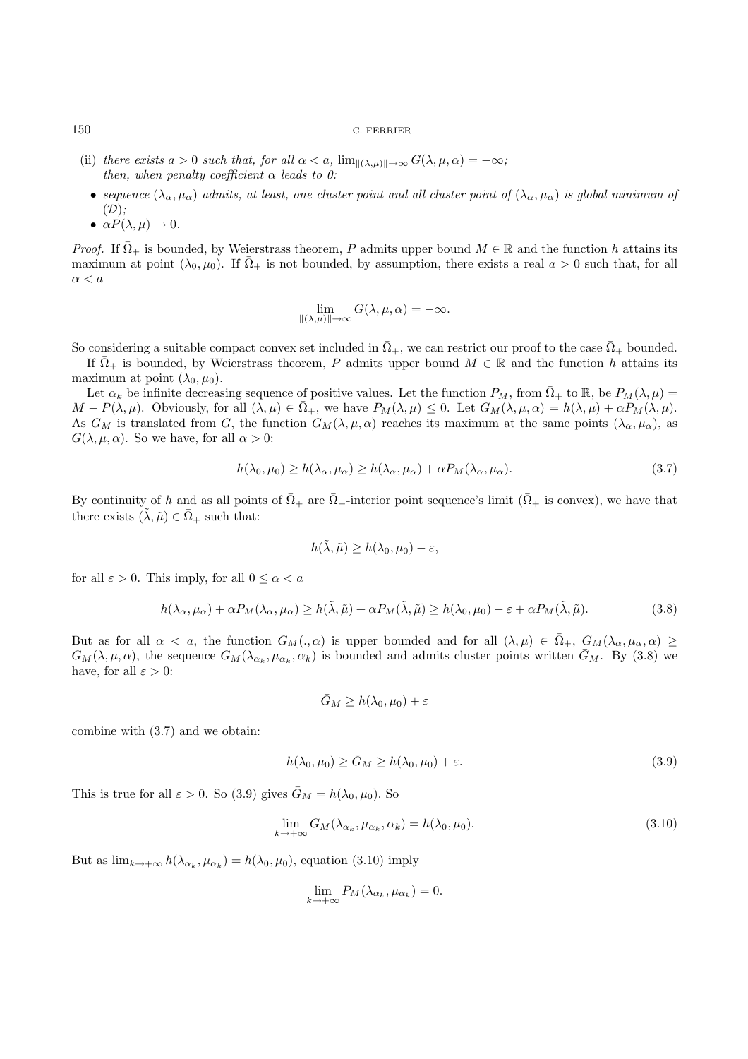(ii) *there exists $a > 0$ such that, for all $\alpha < a$, $\lim_{\|(\lambda,\mu)\|\to\infty} G(\lambda, \mu, \alpha) = -\infty$; then, when penalty coefficient $\alpha$ leads to 0:*

- *sequence $(\lambda_\alpha, \mu_\alpha)$ admits, at least, one cluster point and all cluster point of $(\lambda_\alpha, \mu_\alpha)$ is global minimum of $(\mathcal{D})$;*
- $\alpha P(\lambda, \mu) \to 0$.

*Proof.* If $\bar{\Omega}_+$ is bounded, by Weierstrass theorem, $P$ admits upper bound $M \in \mathbb{R}$ and the function $h$ attains its maximum at point $(\lambda_0, \mu_0)$. If $\bar{\Omega}_+$ is not bounded, by assumption, there exists a real $a > 0$ such that, for all $\alpha < a$

$$\lim_{\|(\lambda,\mu)\|\to\infty} G(\lambda, \mu, \alpha) = -\infty.$$

So considering a suitable compact convex set included in $\bar{\Omega}_+$, we can restrict our proof to the case $\bar{\Omega}_+$ bounded.

If $\bar{\Omega}_+$ is bounded, by Weierstrass theorem, $P$ admits upper bound $M \in \mathbb{R}$ and the function $h$ attains its maximum at point $(\lambda_0, \mu_0)$.

Let $\alpha_k$ be infinite decreasing sequence of positive values. Let the function $P_M$, from $\bar{\Omega}_+$ to $\mathbb{R}$, be $P_M(\lambda, \mu) = M - P(\lambda, \mu)$. Obviously, for all $(\lambda, \mu) \in \bar{\Omega}_+$, we have $P_M(\lambda, \mu) \leq 0$. Let $G_M(\lambda, \mu, \alpha) = h(\lambda, \mu) + \alpha P_M(\lambda, \mu)$. As $G_M$ is translated from $G$, the function $G_M(\lambda, \mu, \alpha)$ reaches its maximum at the same points $(\lambda_\alpha, \mu_\alpha)$, as $G(\lambda, \mu, \alpha)$. So we have, for all $\alpha > 0$:

$$h(\lambda_0, \mu_0) \geq h(\lambda_\alpha, \mu_\alpha) \geq h(\lambda_\alpha, \mu_\alpha) + \alpha P_M(\lambda_\alpha, \mu_\alpha). \tag{3.7}$$

By continuity of $h$ and as all points of $\bar{\Omega}_+$ are $\bar{\Omega}_+$-interior point sequence's limit ($\bar{\Omega}_+$ is convex), we have that there exists $(\tilde{\lambda}, \tilde{\mu}) \in \bar{\Omega}_+$ such that:

$$h(\tilde{\lambda}, \tilde{\mu}) \geq h(\lambda_0, \mu_0) - \varepsilon,$$

for all $\varepsilon > 0$. This imply, for all $0 \leq \alpha < a$

$$h(\lambda_\alpha, \mu_\alpha) + \alpha P_M(\lambda_\alpha, \mu_\alpha) \geq h(\tilde{\lambda}, \tilde{\mu}) + \alpha P_M(\tilde{\lambda}, \tilde{\mu}) \geq h(\lambda_0, \mu_0) - \varepsilon + \alpha P_M(\tilde{\lambda}, \tilde{\mu}). \tag{3.8}$$

But as for all $\alpha < a$, the function $G_M(., \alpha)$ is upper bounded and for all $(\lambda, \mu) \in \bar{\Omega}_+$, $G_M(\lambda_\alpha, \mu_\alpha, \alpha) \geq G_M(\lambda, \mu, \alpha)$, the sequence $G_M(\lambda_{\alpha_k}, \mu_{\alpha_k}, \alpha_k)$ is bounded and admits cluster points written $\bar{G}_M$. By (3.8) we have, for all $\varepsilon > 0$:

$$\bar{G}_M \geq h(\lambda_0, \mu_0) + \varepsilon$$

combine with (3.7) and we obtain:

$$h(\lambda_0, \mu_0) \geq \bar{G}_M \geq h(\lambda_0, \mu_0) + \varepsilon. \tag{3.9}$$

This is true for all $\varepsilon > 0$. So (3.9) gives $\bar{G}_M = h(\lambda_0, \mu_0)$. So

$$\lim_{k\to+\infty} G_M(\lambda_{\alpha_k}, \mu_{\alpha_k}, \alpha_k) = h(\lambda_0, \mu_0). \tag{3.10}$$

But as $\lim_{k\to+\infty} h(\lambda_{\alpha_k}, \mu_{\alpha_k}) = h(\lambda_0, \mu_0)$, equation (3.10) imply

$$\lim_{k\to+\infty} P_M(\lambda_{\alpha_k}, \mu_{\alpha_k}) = 0.$$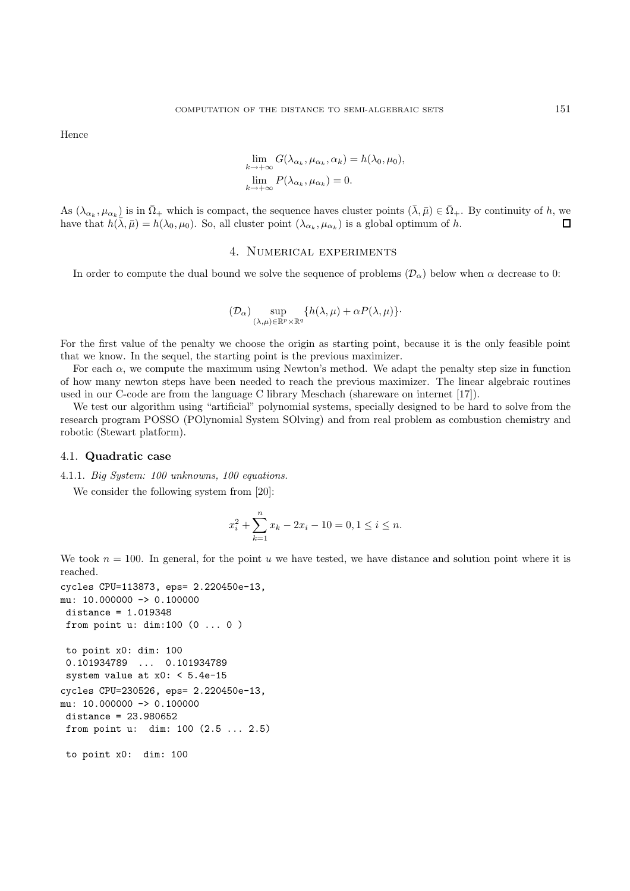Hence

$$\lim_{k\to+\infty} G(\lambda_{\alpha_k}, \mu_{\alpha_k}, \alpha_k) = h(\lambda_0, \mu_0),$$
$$\lim_{k\to+\infty} P(\lambda_{\alpha_k}, \mu_{\alpha_k}) = 0.$$

As $(\lambda_{\alpha_k}, \mu_{\alpha_k})$ is in $\bar{\Omega}_+$ which is compact, the sequence haves cluster points $(\bar{\lambda}, \bar{\mu}) \in \bar{\Omega}_+$. By continuity of $h$, we have that $h(\bar{\lambda}, \bar{\mu}) = h(\lambda_0, \mu_0)$. So, all cluster point $(\lambda_{\alpha_k}, \mu_{\alpha_k})$ is a global optimum of $h$. □

## 4. Numerical experiments

In order to compute the dual bound we solve the sequence of problems $(\mathcal{D}_\alpha)$ below when $\alpha$ decrease to 0:

$$(\mathcal{D}_\alpha) \sup_{(\lambda,\mu)\in\mathbb{R}^p\times\mathbb{R}^q} \{h(\lambda,\mu) + \alpha P(\lambda,\mu)\}\cdot$$

For the first value of the penalty we choose the origin as starting point, because it is the only feasible point that we know. In the sequel, the starting point is the previous maximizer.

For each $\alpha$, we compute the maximum using Newton's method. We adapt the penalty step size in function of how many newton steps have been needed to reach the previous maximizer. The linear algebraic routines used in our C-code are from the language C library Meschach (shareware on internet [17]).

We test our algorithm using "artificial" polynomial systems, specially designed to be hard to solve from the research program POSSO (POlynomial System SOlving) and from real problem as combustion chemistry and robotic (Stewart platform).

### 4.1. **Quadratic case**

4.1.1. *Big System: 100 unknowns, 100 equations.*

We consider the following system from [20]:

$$x_i^2 + \sum_{k=1}^{n} x_k - 2x_i - 10 = 0, 1 \leq i \leq n.$$

We took $n = 100$. In general, for the point $u$ we have tested, we have distance and solution point where it is reached.

```
cycles CPU=113873, eps= 2.220450e-13,
mu: 10.000000 -> 0.100000
 distance = 1.019348
 from point u: dim:100 (0 ... 0 )

 to point x0: dim: 100
 0.101934789  ...  0.101934789
 system value at x0: < 5.4e-15
cycles CPU=230526, eps= 2.220450e-13,
mu: 10.000000 -> 0.100000
 distance = 23.980652
 from point u:  dim: 100 (2.5 ... 2.5)

 to point x0:  dim: 100
```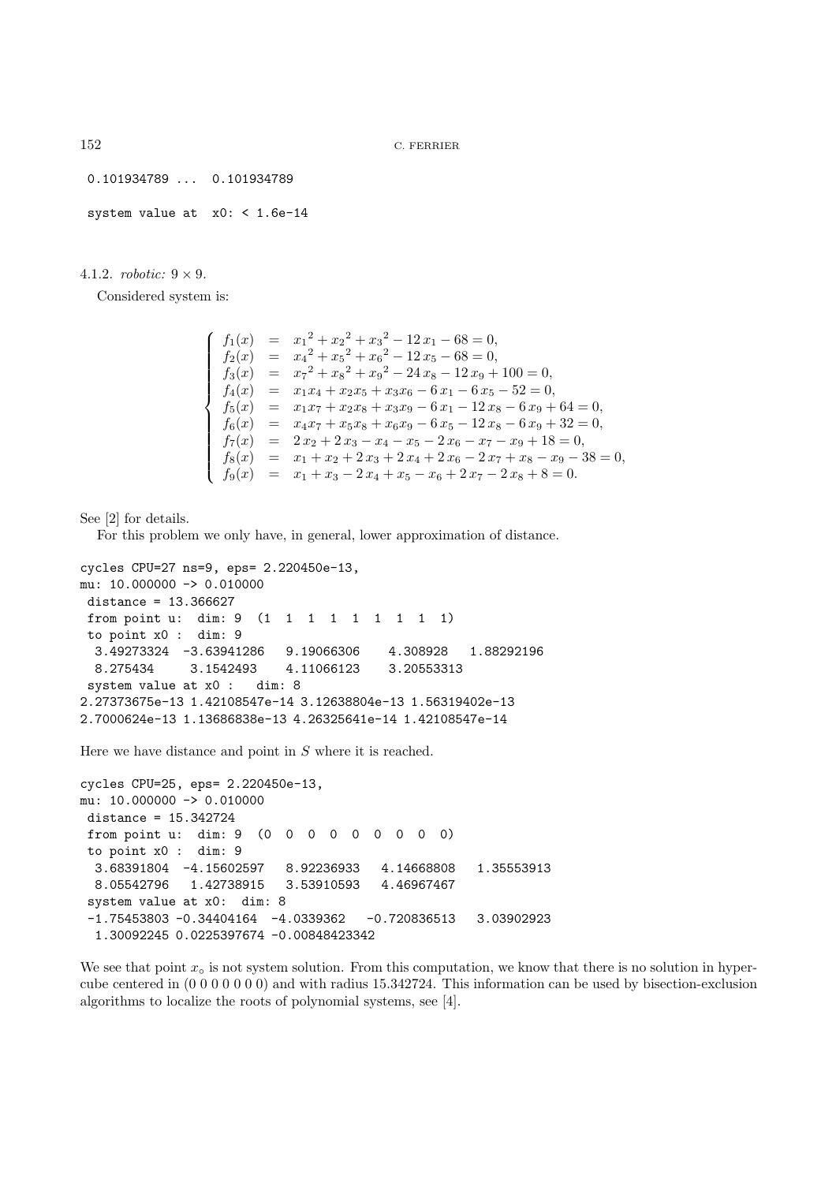```
 0.101934789 ...  0.101934789

 system value at  x0: < 1.6e-14
```

4.1.2. *robotic:* $9 \times 9$.

Considered system is:

$$
\left\{
\begin{array}{lcl}
f_1(x) & = & {x_1}^2 + {x_2}^2 + {x_3}^2 - 12\,x_1 - 68 = 0, \\
f_2(x) & = & {x_4}^2 + {x_5}^2 + {x_6}^2 - 12\,x_5 - 68 = 0, \\
f_3(x) & = & {x_7}^2 + {x_8}^2 + {x_9}^2 - 24\,x_8 - 12\,x_9 + 100 = 0, \\
f_4(x) & = & x_1 x_4 + x_2 x_5 + x_3 x_6 - 6\,x_1 - 6\,x_5 - 52 = 0, \\
f_5(x) & = & x_1 x_7 + x_2 x_8 + x_3 x_9 - 6\,x_1 - 12\,x_8 - 6\,x_9 + 64 = 0, \\
f_6(x) & = & x_4 x_7 + x_5 x_8 + x_6 x_9 - 6\,x_5 - 12\,x_8 - 6\,x_9 + 32 = 0, \\
f_7(x) & = & 2\,x_2 + 2\,x_3 - x_4 - x_5 - 2\,x_6 - x_7 - x_9 + 18 = 0, \\
f_8(x) & = & x_1 + x_2 + 2\,x_3 + 2\,x_4 + 2\,x_6 - 2\,x_7 + x_8 - x_9 - 38 = 0, \\
f_9(x) & = & x_1 + x_3 - 2\,x_4 + x_5 - x_6 + 2\,x_7 - 2\,x_8 + 8 = 0.
\end{array}
\right.
$$

See [2] for details.

For this problem we only have, in general, lower approximation of distance.

```
cycles CPU=27 ns=9, eps= 2.220450e-13,
mu: 10.000000 -> 0.010000
 distance = 13.366627
 from point u:  dim: 9  (1  1  1  1  1  1  1  1  1)
 to point x0 :  dim: 9
  3.49273324  -3.63941286   9.19066306    4.308928    1.88292196
  8.275434     3.1542493    4.11066123    3.20553313
 system value at x0 :   dim: 8
2.27373675e-13 1.42108547e-14 3.12638804e-13 1.56319402e-13
2.7000624e-13 1.13686838e-13 4.26325641e-14 1.42108547e-14
```

Here we have distance and point in $S$ where it is reached.

```
cycles CPU=25, eps= 2.220450e-13,
mu: 10.000000 -> 0.010000
 distance = 15.342724
 from point u:  dim: 9  (0  0  0  0  0  0  0  0  0)
 to point x0 :  dim: 9
  3.68391804  -4.15602597   8.92236933   4.14668808   1.35553913
  8.05542796   1.42738915   3.53910593   4.46967467
 system value at x0:  dim: 8
 -1.75453803 -0.34404164  -4.0339362   -0.720836513   3.03902923
  1.30092245 0.0225397674 -0.00848423342
```

We see that point $x_\circ$ is not system solution. From this computation, we know that there is no solution in hypercube centered in (0 0 0 0 0 0 0) and with radius 15.342724. This information can be used by bisection-exclusion algorithms to localize the roots of polynomial systems, see [4].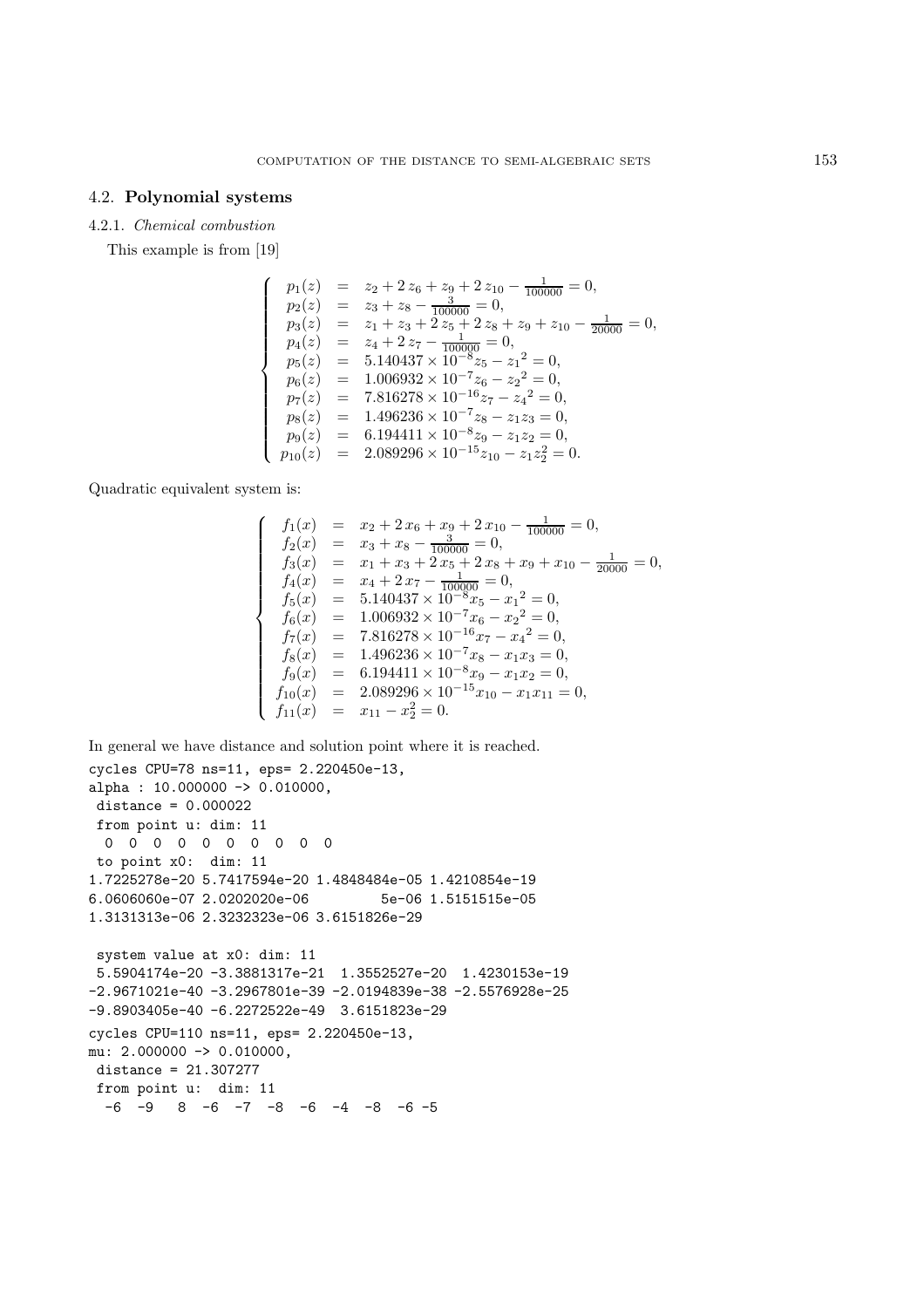## 4.2. **Polynomial systems**

### 4.2.1. *Chemical combustion*

This example is from [19]

$$
\begin{cases}
p_1(z) &=& z_2 + 2\,z_6 + z_9 + 2\,z_{10} - \frac{1}{100000} = 0,\\
p_2(z) &=& z_3 + z_8 - \frac{3}{100000} = 0,\\
p_3(z) &=& z_1 + z_3 + 2\,z_5 + 2\,z_8 + z_9 + z_{10} - \frac{1}{20000} = 0,\\
p_4(z) &=& z_4 + 2\,z_7 - \frac{1}{100000} = 0,\\
p_5(z) &=& 5.140437 \times 10^{-8} z_5 - {z_1}^2 = 0,\\
p_6(z) &=& 1.006932 \times 10^{-7} z_6 - {z_2}^2 = 0,\\
p_7(z) &=& 7.816278 \times 10^{-16} z_7 - {z_4}^2 = 0,\\
p_8(z) &=& 1.496236 \times 10^{-7} z_8 - z_1 z_3 = 0,\\
p_9(z) &=& 6.194411 \times 10^{-8} z_9 - z_1 z_2 = 0,\\
p_{10}(z) &=& 2.089296 \times 10^{-15} z_{10} - z_1 z_2^2 = 0.
\end{cases}
$$

Quadratic equivalent system is:

$$
\begin{cases}
f_1(x) &=& x_2 + 2\,x_6 + x_9 + 2\,x_{10} - \frac{1}{100000} = 0,\\
f_2(x) &=& x_3 + x_8 - \frac{3}{100000} = 0,\\
f_3(x) &=& x_1 + x_3 + 2\,x_5 + 2\,x_8 + x_9 + x_{10} - \frac{1}{20000} = 0,\\
f_4(x) &=& x_4 + 2\,x_7 - \frac{1}{100000} = 0,\\
f_5(x) &=& 5.140437 \times 10^{-8} x_5 - {x_1}^2 = 0,\\
f_6(x) &=& 1.006932 \times 10^{-7} x_6 - {x_2}^2 = 0,\\
f_7(x) &=& 7.816278 \times 10^{-16} x_7 - {x_4}^2 = 0,\\
f_8(x) &=& 1.496236 \times 10^{-7} x_8 - x_1 x_3 = 0,\\
f_9(x) &=& 6.194411 \times 10^{-8} x_9 - x_1 x_2 = 0,\\
f_{10}(x) &=& 2.089296 \times 10^{-15} x_{10} - x_1 x_{11} = 0,\\
f_{11}(x) &=& x_{11} - x_2^2 = 0.
\end{cases}
$$

In general we have distance and solution point where it is reached.

```
cycles CPU=78 ns=11, eps= 2.220450e-13,
alpha : 10.000000 -> 0.010000,
 distance = 0.000022
 from point u: dim: 11
  0  0  0  0  0  0  0  0  0  0
 to point x0:  dim: 11
1.7225278e-20 5.7417594e-20 1.4848484e-05 1.4210854e-19
6.0606060e-07 2.0202020e-06         5e-06 1.5151515e-05
1.3131313e-06 2.3232323e-06 3.6151826e-29

 system value at x0: dim: 11
 5.5904174e-20 -3.3881317e-21  1.3552527e-20  1.4230153e-19
-2.9671021e-40 -3.2967801e-39 -2.0194839e-38 -2.5576928e-25
-9.8903405e-40 -6.2272522e-49  3.6151823e-29
cycles CPU=110 ns=11, eps= 2.220450e-13,
mu: 2.000000 -> 0.010000,
 distance = 21.307277
 from point u:  dim: 11
  -6  -9   8  -6  -7  -8  -6  -4  -8  -6 -5
```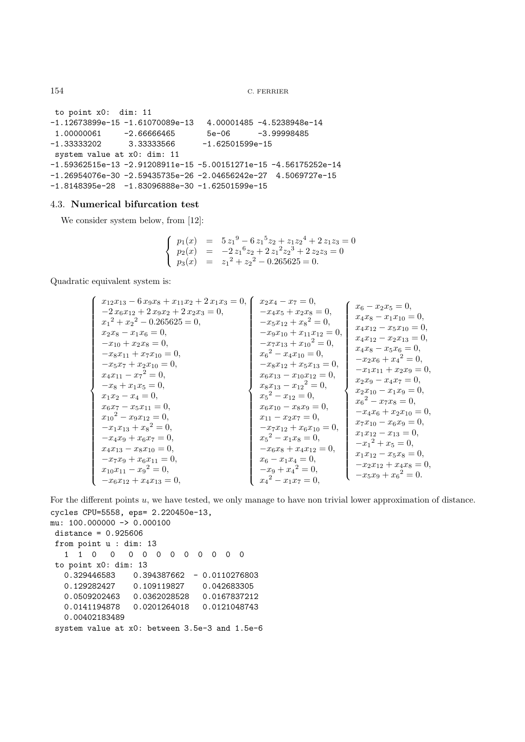```
 to point x0:  dim: 11
-1.12673899e-15 -1.61070089e-13   4.00001485 -4.5238948e-14
 1.00000061     -2.66666465       5e-06      -3.99998485
-1.33333202      3.33333566      -1.62501599e-15
 system value at x0: dim: 11
-1.59362515e-13 -2.91208911e-15 -5.00151271e-15 -4.56175252e-14
-1.26954076e-30 -2.59435735e-26 -2.04656242e-27  4.5069727e-15
-1.8148395e-28  -1.83096888e-30 -1.62501599e-15
```

### 4.3. Numerical bifurcation test

We consider system below, from [12]:

$$
\left\{
\begin{array}{lcl}
p_1(x) & = & 5\,{z_1}^9 - 6\,{z_1}^5 z_2 + z_1 {z_2}^4 + 2\,z_1 z_3 = 0 \\
p_2(x) & = & -2\,{z_1}^6 z_2 + 2\,{z_1}^2 {z_2}^3 + 2\,z_2 z_3 = 0 \\
p_3(x) & = & {z_1}^2 + {z_2}^2 - 0.265625 = 0.
\end{array}
\right.
$$

Quadratic equivalent system is:

$$
\left\{
\begin{array}{l}
x_{12}x_{13} - 6\,x_9 x_8 + x_{11}x_2 + 2\,x_1 x_3 = 0, \\
-2\,x_6 x_{12} + 2\,x_9 x_2 + 2\,x_2 x_3 = 0, \\
{x_1}^2 + {x_2}^2 - 0.265625 = 0, \\
x_2 x_8 - x_1 x_6 = 0, \\
-x_{10} + x_2 x_8 = 0, \\
-x_8 x_{11} + x_7 x_{10} = 0, \\
-x_5 x_7 + x_2 x_{10} = 0, \\
x_4 x_{11} - {x_7}^2 = 0, \\
-x_8 + x_1 x_5 = 0, \\
x_1 x_2 - x_4 = 0, \\
x_6 x_7 - x_5 x_{11} = 0, \\
{x_{10}}^2 - x_9 x_{12} = 0, \\
-x_1 x_{13} + {x_8}^2 = 0, \\
-x_4 x_9 + x_6 x_7 = 0, \\
x_4 x_{13} - x_8 x_{10} = 0, \\
-x_7 x_9 + x_6 x_{11} = 0, \\
x_{10}x_{11} - {x_9}^2 = 0, \\
-x_6 x_{12} + x_4 x_{13} = 0,
\end{array}
\right.
\left\{
\begin{array}{l}
x_2 x_4 - x_7 = 0, \\
-x_4 x_5 + x_2 x_8 = 0, \\
-x_5 x_{12} + {x_8}^2 = 0, \\
-x_9 x_{10} + x_{11}x_{12} = 0, \\
-x_7 x_{13} + {x_{10}}^2 = 0, \\
{x_6}^2 - x_4 x_{10} = 0, \\
-x_8 x_{12} + x_5 x_{13} = 0, \\
x_6 x_{13} - x_{10}x_{12} = 0, \\
x_8 x_{13} - {x_{12}}^2 = 0, \\
{x_5}^2 - x_{12} = 0, \\
x_6 x_{10} - x_8 x_9 = 0, \\
x_{11} - x_2 x_7 = 0, \\
-x_7 x_{12} + x_6 x_{10} = 0, \\
{x_5}^2 - x_1 x_8 = 0, \\
-x_6 x_8 + x_4 x_{12} = 0, \\
x_6 - x_1 x_4 = 0, \\
-x_9 + {x_4}^2 = 0, \\
{x_4}^2 - x_1 x_7 = 0,
\end{array}
\right.
\left\{
\begin{array}{l}
x_6 - x_2 x_5 = 0, \\
x_4 x_8 - x_1 x_{10} = 0, \\
x_4 x_{12} - x_5 x_{10} = 0, \\
x_4 x_{12} - x_2 x_{13} = 0, \\
x_4 x_8 - x_5 x_6 = 0, \\
-x_2 x_6 + {x_4}^2 = 0, \\
-x_1 x_{11} + x_2 x_9 = 0, \\
x_2 x_9 - x_4 x_7 = 0, \\
x_2 x_{10} - x_1 x_9 = 0, \\
{x_6}^2 - x_7 x_8 = 0, \\
-x_4 x_6 + x_2 x_{10} = 0, \\
x_7 x_{10} - x_6 x_9 = 0, \\
x_1 x_{12} - x_{13} = 0, \\
-{x_1}^2 + x_5 = 0, \\
x_1 x_{12} - x_5 x_8 = 0, \\
-x_2 x_{12} + x_4 x_8 = 0, \\
-x_5 x_9 + {x_6}^2 = 0.
\end{array}
\right.
$$

For the different points $u$, we have tested, we only manage to have non trivial lower approximation of distance.

```
cycles CPU=5558, eps= 2.220450e-13,
mu: 100.000000 -> 0.000100
 distance = 0.925606
 from point u : dim: 13
   1  1  0   0   0  0  0  0  0  0  0  0  0
 to point x0: dim: 13
   0.329446583    0.394387662  - 0.0110276803
   0.129282427    0.109119827    0.042683305
   0.0509202463   0.0362028528   0.0167837212
   0.0141194878   0.0201264018   0.0121048743
   0.00402183489
 system value at x0: between 3.5e-3 and 1.5e-6
```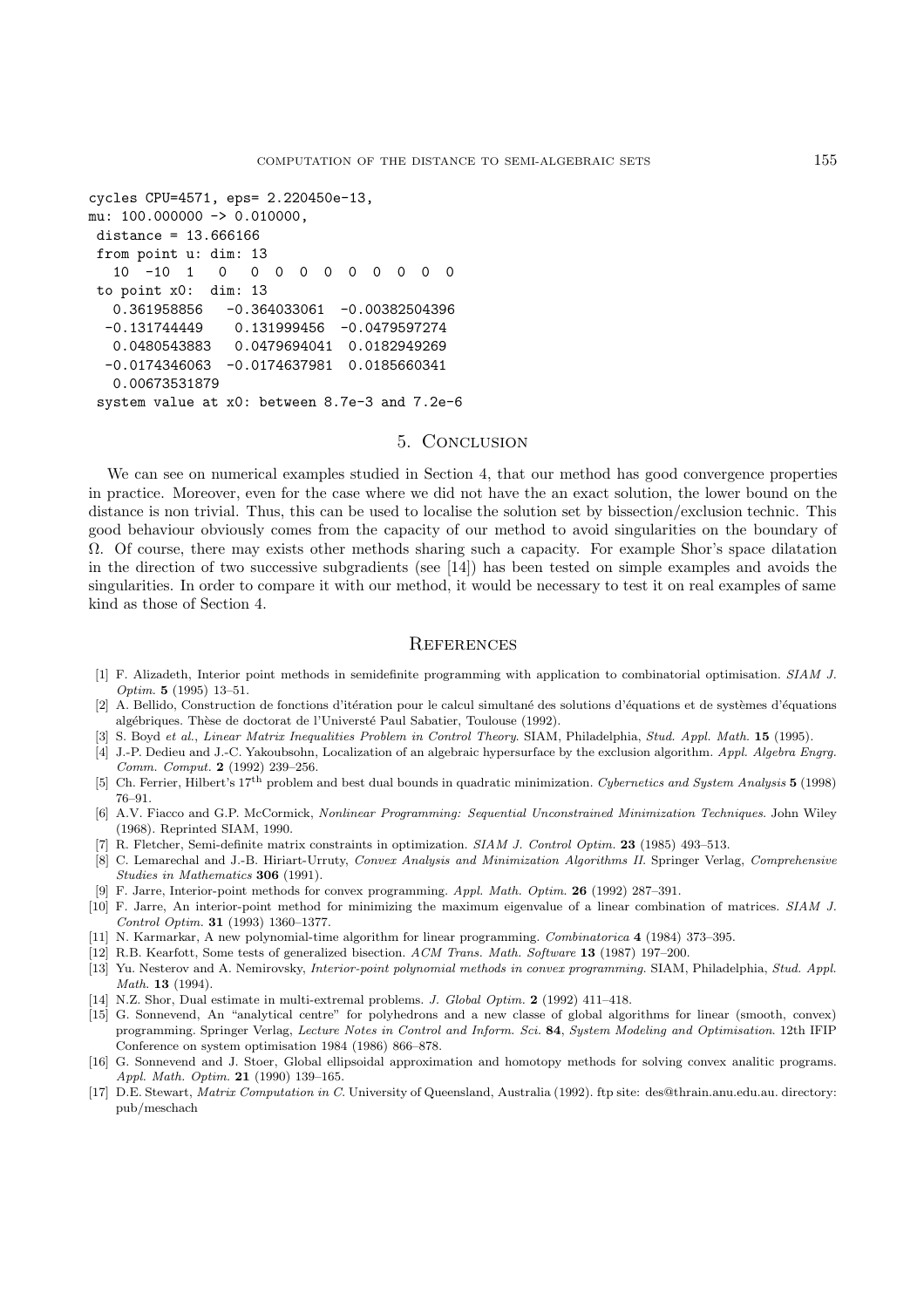```
cycles CPU=4571, eps= 2.220450e-13,
mu: 100.000000 -> 0.010000,
 distance = 13.666166
 from point u: dim: 13
   10  -10  1   0   0  0  0  0  0  0  0  0  0
 to point x0:  dim: 13
   0.361958856   -0.364033061  -0.00382504396
  -0.131744449    0.131999456  -0.0479597274
   0.0480543883   0.0479694041  0.0182949269
  -0.0174346063  -0.0174637981  0.0185660341
   0.00673531879
 system value at x0: between 8.7e-3 and 7.2e-6
```

## 5. Conclusion

We can see on numerical examples studied in Section 4, that our method has good convergence properties in practice. Moreover, even for the case where we did not have the an exact solution, the lower bound on the distance is non trivial. Thus, this can be used to localise the solution set by bissection/exclusion technic. This good behaviour obviously comes from the capacity of our method to avoid singularities on the boundary of $\Omega$. Of course, there may exists other methods sharing such a capacity. For example Shor's space dilatation in the direction of two successive subgradients (see [14]) has been tested on simple examples and avoids the singularities. In order to compare it with our method, it would be necessary to test it on real examples of same kind as those of Section 4.

## References

[1] F. Alizadeth, Interior point methods in semidefinite programming with application to combinatorial optimisation. *SIAM J. Optim.* **5** (1995) 13–51.

[2] A. Bellido, Construction de fonctions d'itération pour le calcul simultané des solutions d'équations et de systèmes d'équations algébriques. Thèse de doctorat de l'Universté Paul Sabatier, Toulouse (1992).

[3] S. Boyd *et al.*, *Linear Matrix Inequalities Problem in Control Theory*. SIAM, Philadelphia, *Stud. Appl. Math.* **15** (1995).

[4] J.-P. Dedieu and J.-C. Yakoubsohn, Localization of an algebraic hypersurface by the exclusion algorithm. *Appl. Algebra Engrg. Comm. Comput.* **2** (1992) 239–256.

[5] Ch. Ferrier, Hilbert's $17^{\text{th}}$ problem and best dual bounds in quadratic minimization. *Cybernetics and System Analysis* **5** (1998) 76–91.

[6] A.V. Fiacco and G.P. McCormick, *Nonlinear Programming: Sequential Unconstrained Minimization Techniques*. John Wiley (1968). Reprinted SIAM, 1990.

[7] R. Fletcher, Semi-definite matrix constraints in optimization. *SIAM J. Control Optim.* **23** (1985) 493–513.

[8] C. Lemarechal and J.-B. Hiriart-Urruty, *Convex Analysis and Minimization Algorithms II*. Springer Verlag, *Comprehensive Studies in Mathematics* **306** (1991).

[9] F. Jarre, Interior-point methods for convex programming. *Appl. Math. Optim.* **26** (1992) 287–391.

[10] F. Jarre, An interior-point method for minimizing the maximum eigenvalue of a linear combination of matrices. *SIAM J. Control Optim.* **31** (1993) 1360–1377.

[11] N. Karmarkar, A new polynomial-time algorithm for linear programming. *Combinatorica* **4** (1984) 373–395.

[12] R.B. Kearfott, Some tests of generalized bisection. *ACM Trans. Math. Software* **13** (1987) 197–200.

[13] Yu. Nesterov and A. Nemirovsky, *Interior-point polynomial methods in convex programming*. SIAM, Philadelphia, *Stud. Appl. Math.* **13** (1994).

[14] N.Z. Shor, Dual estimate in multi-extremal problems. *J. Global Optim.* **2** (1992) 411–418.

[15] G. Sonnevend, An "analytical centre" for polyhedrons and a new classe of global algorithms for linear (smooth, convex) programming. Springer Verlag, *Lecture Notes in Control and Inform. Sci.* **84**, *System Modeling and Optimisation*. 12th IFIP Conference on system optimisation 1984 (1986) 866–878.

[16] G. Sonnevend and J. Stoer, Global ellipsoidal approximation and homotopy methods for solving convex analitic programs. *Appl. Math. Optim.* **21** (1990) 139–165.

[17] D.E. Stewart, *Matrix Computation in C*. University of Queensland, Australia (1992). ftp site: des@thrain.anu.edu.au. directory: pub/meschach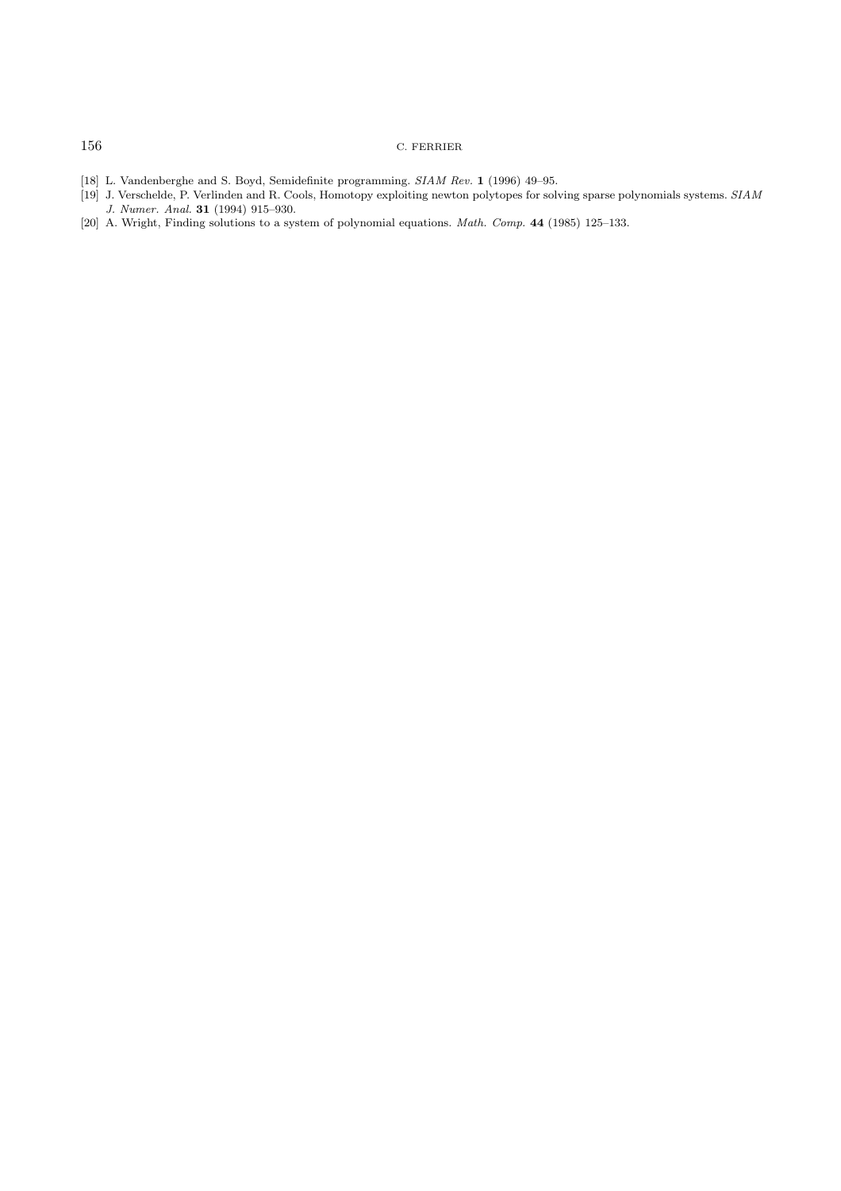[18] L. Vandenberghe and S. Boyd, Semidefinite programming. *SIAM Rev.* **1** (1996) 49–95.

[19] J. Verschelde, P. Verlinden and R. Cools, Homotopy exploiting newton polytopes for solving sparse polynomials systems. *SIAM J. Numer. Anal.* **31** (1994) 915–930.

[20] A. Wright, Finding solutions to a system of polynomial equations. *Math. Comp.* **44** (1985) 125–133.